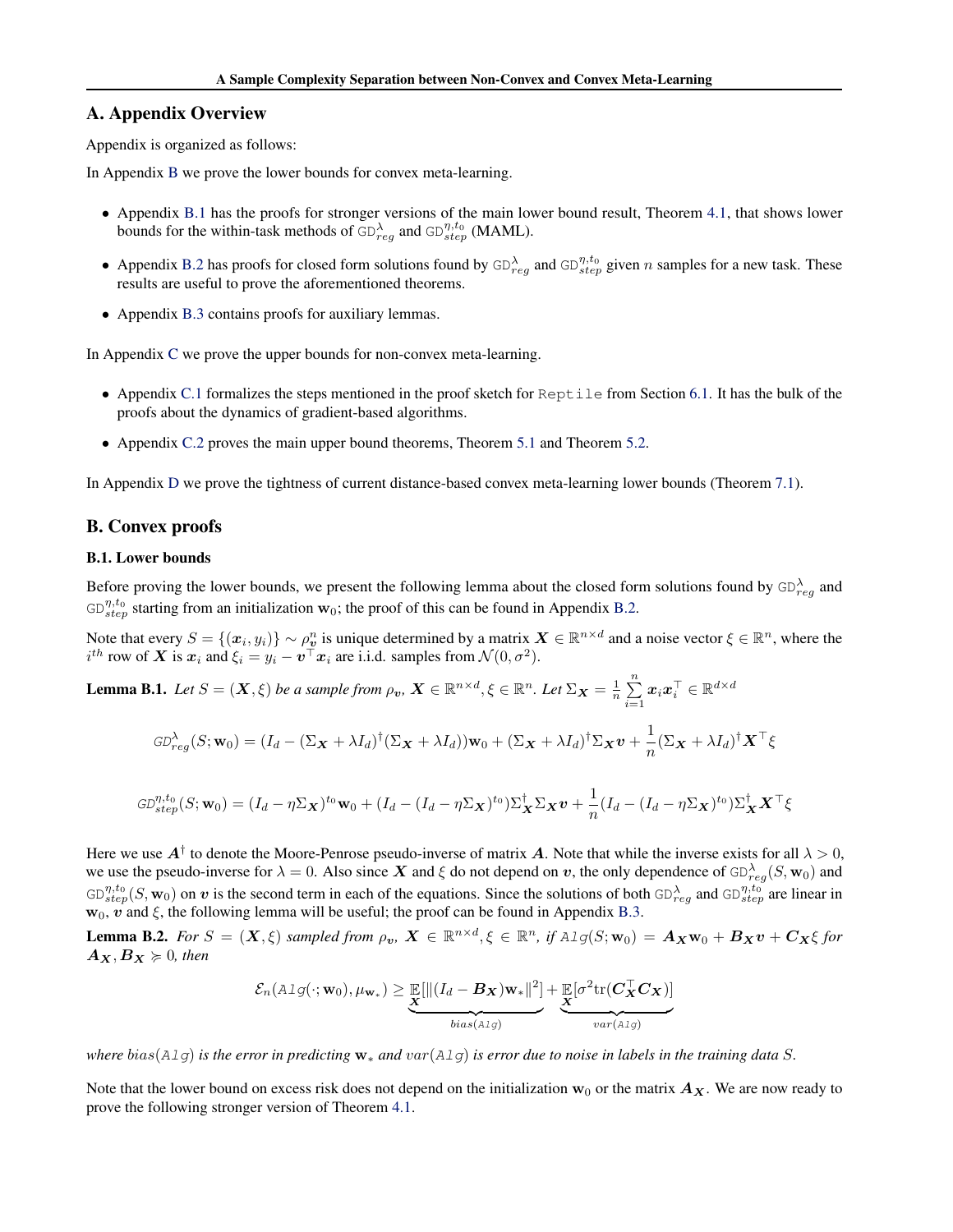## A. Appendix Overview

Appendix is organized as follows:

In Appendix B we prove the lower bounds for convex meta-learning.

- Appendix B.1 has the proofs for stronger versions of the main lower bound result, Theorem 4.1, that shows lower bounds for the within-task methods of $\texttt{GD}_{reg}^{\lambda}$ and $\texttt{GD}_{step}^{\eta,t_0}$ (MAML).
- Appendix B.2 has proofs for closed form solutions found by $\texttt{GD}_{reg}^{\lambda}$ and $\texttt{GD}_{step}^{\eta,t_0}$ given $n$ samples for a new task. These results are useful to prove the aforementioned theorems.
- Appendix B.3 contains proofs for auxiliary lemmas.

In Appendix C we prove the upper bounds for non-convex meta-learning.

- Appendix C.1 formalizes the steps mentioned in the proof sketch for Reptile from Section 6.1. It has the bulk of the proofs about the dynamics of gradient-based algorithms.
- Appendix C.2 proves the main upper bound theorems, Theorem 5.1 and Theorem 5.2.

In Appendix D we prove the tightness of current distance-based convex meta-learning lower bounds (Theorem 7.1).

## B. Convex proofs

### B.1. Lower bounds

Before proving the lower bounds, we present the following lemma about the closed form solutions found by $\texttt{GD}_{reg}^{\lambda}$ and $\texttt{GD}_{step}^{\eta,t_0}$ starting from an initialization $\mathbf{w}_0$; the proof of this can be found in Appendix B.2.

Note that every $S = \{(\boldsymbol{x}_i, y_i)\} \sim \rho_{\boldsymbol{v}}^n$ is unique determined by a matrix $\boldsymbol{X} \in \mathbb{R}^{n\times d}$ and a noise vector $\xi \in \mathbb{R}^n$, where the $i^{th}$ row of $\boldsymbol{X}$ is $\boldsymbol{x}_i$ and $\xi_i = y_i - \boldsymbol{v}^\top \boldsymbol{x}_i$ are i.i.d. samples from $\mathcal{N}(0, \sigma^2)$.

**Lemma B.1.** *Let $S = (\boldsymbol{X}, \xi)$ be a sample from $\rho_{\boldsymbol{v}}$, $\boldsymbol{X} \in \mathbb{R}^{n\times d}, \xi \in \mathbb{R}^n$. Let $\Sigma_{\boldsymbol{X}} = \frac{1}{n}\sum_{i=1}^{n} \boldsymbol{x}_i \boldsymbol{x}_i^\top \in \mathbb{R}^{d\times d}$*

$$\texttt{GD}_{reg}^{\lambda}(S; \mathbf{w}_0) = (I_d - (\Sigma_{\boldsymbol{X}} + \lambda I_d)^{\dagger}(\Sigma_{\boldsymbol{X}} + \lambda I_d))\mathbf{w}_0 + (\Sigma_{\boldsymbol{X}} + \lambda I_d)^{\dagger}\Sigma_{\boldsymbol{X}}\boldsymbol{v} + \frac{1}{n}(\Sigma_{\boldsymbol{X}} + \lambda I_d)^{\dagger}\boldsymbol{X}^\top \xi$$

$$\texttt{GD}_{step}^{\eta,t_0}(S; \mathbf{w}_0) = (I_d - \eta\Sigma_{\boldsymbol{X}})^{t_0}\mathbf{w}_0 + (I_d - (I_d - \eta\Sigma_{\boldsymbol{X}})^{t_0})\Sigma_{\boldsymbol{X}}^{\dagger}\Sigma_{\boldsymbol{X}}\boldsymbol{v} + \frac{1}{n}(I_d - (I_d - \eta\Sigma_{\boldsymbol{X}})^{t_0})\Sigma_{\boldsymbol{X}}^{\dagger}\boldsymbol{X}^\top \xi$$

Here we use $\boldsymbol{A}^{\dagger}$ to denote the Moore-Penrose pseudo-inverse of matrix $\boldsymbol{A}$. Note that while the inverse exists for all $\lambda > 0$, we use the pseudo-inverse for $\lambda = 0$. Also since $\boldsymbol{X}$ and $\xi$ do not depend on $\boldsymbol{v}$, the only dependence of $\texttt{GD}_{reg}^{\lambda}(S, \mathbf{w}_0)$ and $\texttt{GD}_{step}^{\eta,t_0}(S, \mathbf{w}_0)$ on $\boldsymbol{v}$ is the second term in each of the equations. Since the solutions of both $\texttt{GD}_{reg}^{\lambda}$ and $\texttt{GD}_{step}^{\eta,t_0}$ are linear in $\mathbf{w}_0$, $\boldsymbol{v}$ and $\xi$, the following lemma will be useful; the proof can be found in Appendix B.3.

**Lemma B.2.** *For $S = (\boldsymbol{X}, \xi)$ sampled from $\rho_{\boldsymbol{v}}$, $\boldsymbol{X} \in \mathbb{R}^{n\times d}, \xi \in \mathbb{R}^n$, if $\texttt{Alg}(S; \mathbf{w}_0) = \boldsymbol{A}_{\boldsymbol{X}}\mathbf{w}_0 + \boldsymbol{B}_{\boldsymbol{X}}\boldsymbol{v} + \boldsymbol{C}_{\boldsymbol{X}}\xi$ for $\boldsymbol{A}_{\boldsymbol{X}}, \boldsymbol{B}_{\boldsymbol{X}} \succcurlyeq 0$, then*

$$\mathcal{E}_n(\texttt{Alg}(\cdot; \mathbf{w}_0), \mu_{\mathbf{w}_*}) \geq \underbrace{\mathop{\mathbb{E}}_{\boldsymbol{X}}[\|(I_d - \boldsymbol{B}_{\boldsymbol{X}})\mathbf{w}_*\|^2]}_{bias(\texttt{Alg})} + \underbrace{\mathop{\mathbb{E}}_{\boldsymbol{X}}[\sigma^2 \text{tr}(\boldsymbol{C}_{\boldsymbol{X}}^\top \boldsymbol{C}_{\boldsymbol{X}})]}_{var(\texttt{Alg})}$$

*where $bias(\texttt{Alg})$ is the error in predicting $\mathbf{w}_*$ and $var(\texttt{Alg})$ is error due to noise in labels in the training data $S$.*

Note that the lower bound on excess risk does not depend on the initialization $\mathbf{w}_0$ or the matrix $\boldsymbol{A}_{\boldsymbol{X}}$. We are now ready to prove the following stronger version of Theorem 4.1.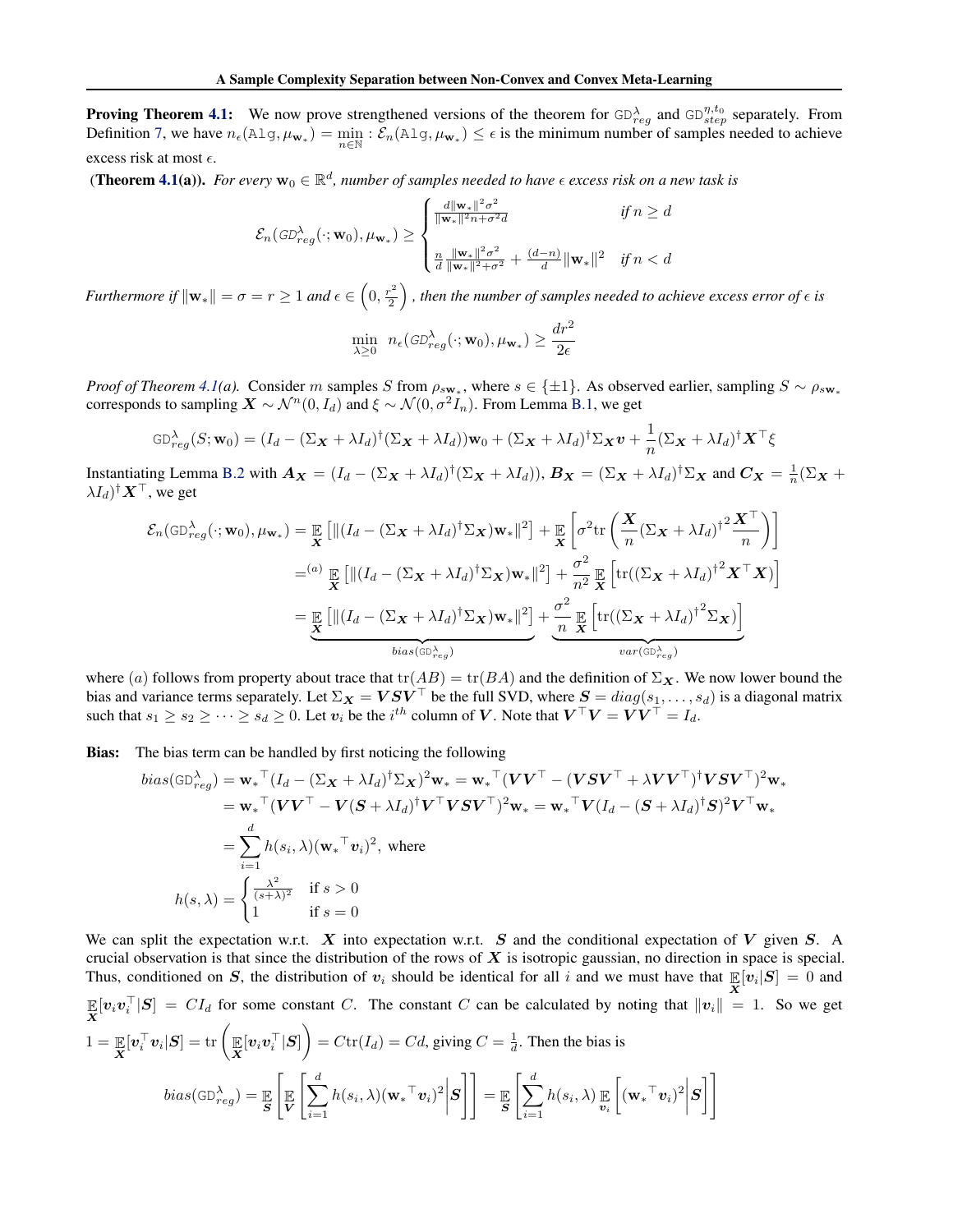**Proving Theorem 4.1:** We now prove strengthened versions of the theorem for $\texttt{GD}^{\lambda}_{reg}$ and $\texttt{GD}^{\eta,t_0}_{step}$ separately. From Definition 7, we have $n_\epsilon(\texttt{Alg}, \mu_{\mathbf{w}_*}) = \min_{n\in\mathbb{N}} : \mathcal{E}_n(\texttt{Alg}, \mu_{\mathbf{w}_*}) \leq \epsilon$ is the minimum number of samples needed to achieve excess risk at most $\epsilon$.

**(Theorem 4.1(a)).** *For every $\mathbf{w}_0 \in \mathbb{R}^d$, number of samples needed to have $\epsilon$ excess risk on a new task is*

$$
\mathcal{E}_n(\texttt{GD}^{\lambda}_{reg}(\cdot;\mathbf{w}_0), \mu_{\mathbf{w}_*}) \geq \begin{cases} \frac{d\|\mathbf{w}_*\|^2\sigma^2}{\|\mathbf{w}_*\|^2 n + \sigma^2 d} & \text{if } n \geq d \\ \frac{n}{d}\frac{\|\mathbf{w}_*\|^2\sigma^2}{\|\mathbf{w}_*\|^2+\sigma^2} + \frac{(d-n)}{d}\|\mathbf{w}_*\|^2 & \text{if } n < d \end{cases}
$$

*Furthermore if $\|\mathbf{w}_*\| = \sigma = r \geq 1$ and $\epsilon \in \left(0, \frac{r^2}{2}\right)$, then the number of samples needed to achieve excess error of $\epsilon$ is*

$$
\min_{\lambda\geq 0} \; n_\epsilon(\texttt{GD}^{\lambda}_{reg}(\cdot;\mathbf{w}_0), \mu_{\mathbf{w}_*}) \geq \frac{dr^2}{2\epsilon}
$$

*Proof of Theorem 4.1(a).* Consider $m$ samples $S$ from $\rho_{s\mathbf{w}_*}$, where $s \in \{\pm 1\}$. As observed earlier, sampling $S \sim \rho_{s\mathbf{w}_*}$ corresponds to sampling $\boldsymbol{X} \sim \mathcal{N}^n(0, I_d)$ and $\xi \sim \mathcal{N}(0, \sigma^2 I_n)$. From Lemma B.1, we get

$$
\texttt{GD}^{\lambda}_{reg}(S;\mathbf{w}_0) = (I_d - (\Sigma_{\boldsymbol{X}} + \lambda I_d)^\dagger(\Sigma_{\boldsymbol{X}} + \lambda I_d))\mathbf{w}_0 + (\Sigma_{\boldsymbol{X}} + \lambda I_d)^\dagger \Sigma_{\boldsymbol{X}}\boldsymbol{v} + \frac{1}{n}(\Sigma_{\boldsymbol{X}} + \lambda I_d)^\dagger \boldsymbol{X}^\top \xi
$$

Instantiating Lemma B.2 with $\boldsymbol{A}_{\boldsymbol{X}} = (I_d - (\Sigma_{\boldsymbol{X}} + \lambda I_d)^\dagger(\Sigma_{\boldsymbol{X}} + \lambda I_d))$, $\boldsymbol{B}_{\boldsymbol{X}} = (\Sigma_{\boldsymbol{X}} + \lambda I_d)^\dagger \Sigma_{\boldsymbol{X}}$ and $\boldsymbol{C}_{\boldsymbol{X}} = \frac{1}{n}(\Sigma_{\boldsymbol{X}} + \lambda I_d)^\dagger \boldsymbol{X}^\top$, we get

$$
\begin{aligned}
\mathcal{E}_n(\texttt{GD}^{\lambda}_{reg}(\cdot;\mathbf{w}_0), \mu_{\mathbf{w}_*}) &= \mathop{\mathbb{E}}_{\boldsymbol{X}}\left[\|(I_d - (\Sigma_{\boldsymbol{X}} + \lambda I_d)^\dagger \Sigma_{\boldsymbol{X}})\mathbf{w}_*\|^2\right] + \mathop{\mathbb{E}}_{\boldsymbol{X}}\left[\sigma^2 \mathrm{tr}\left(\frac{\boldsymbol{X}}{n}(\Sigma_{\boldsymbol{X}} + \lambda I_d)^{\dagger 2}\frac{\boldsymbol{X}^\top}{n}\right)\right] \\
&=^{(a)} \mathop{\mathbb{E}}_{\boldsymbol{X}}\left[\|(I_d - (\Sigma_{\boldsymbol{X}} + \lambda I_d)^\dagger \Sigma_{\boldsymbol{X}})\mathbf{w}_*\|^2\right] + \frac{\sigma^2}{n^2}\mathop{\mathbb{E}}_{\boldsymbol{X}}\left[\mathrm{tr}((\Sigma_{\boldsymbol{X}} + \lambda I_d)^{\dagger 2}\boldsymbol{X}^\top\boldsymbol{X})\right] \\
&= \underbrace{\mathop{\mathbb{E}}_{\boldsymbol{X}}\left[\|(I_d - (\Sigma_{\boldsymbol{X}} + \lambda I_d)^\dagger \Sigma_{\boldsymbol{X}})\mathbf{w}_*\|^2\right]}_{bias(\texttt{GD}^{\lambda}_{reg})} + \underbrace{\frac{\sigma^2}{n}\mathop{\mathbb{E}}_{\boldsymbol{X}}\left[\mathrm{tr}((\Sigma_{\boldsymbol{X}} + \lambda I_d)^{\dagger 2}\Sigma_{\boldsymbol{X}})\right]}_{var(\texttt{GD}^{\lambda}_{reg})}
\end{aligned}
$$

where $(a)$ follows from property about trace that $\mathrm{tr}(AB) = \mathrm{tr}(BA)$ and the definition of $\Sigma_{\boldsymbol{X}}$. We now lower bound the bias and variance terms separately. Let $\Sigma_{\boldsymbol{X}} = \boldsymbol{V}\boldsymbol{S}\boldsymbol{V}^\top$ be the full SVD, where $\boldsymbol{S} = diag(s_1, \ldots, s_d)$ is a diagonal matrix such that $s_1 \geq s_2 \geq \cdots \geq s_d \geq 0$. Let $\boldsymbol{v}_i$ be the $i^{th}$ column of $\boldsymbol{V}$. Note that $\boldsymbol{V}^\top\boldsymbol{V} = \boldsymbol{V}\boldsymbol{V}^\top = I_d$.

**Bias:** The bias term can be handled by first noticing the following

$$
\begin{aligned}
bias(\texttt{GD}^{\lambda}_{reg}) &= {\mathbf{w}_*}^\top(I_d - (\Sigma_{\boldsymbol{X}} + \lambda I_d)^\dagger\Sigma_{\boldsymbol{X}})^2\mathbf{w}_* = {\mathbf{w}_*}^\top(\boldsymbol{V}\boldsymbol{V}^\top - (\boldsymbol{V}\boldsymbol{S}\boldsymbol{V}^\top + \lambda\boldsymbol{V}\boldsymbol{V}^\top)^\dagger\boldsymbol{V}\boldsymbol{S}\boldsymbol{V}^\top)^2\mathbf{w}_* \\
&= {\mathbf{w}_*}^\top(\boldsymbol{V}\boldsymbol{V}^\top - \boldsymbol{V}(\boldsymbol{S} + \lambda I_d)^\dagger\boldsymbol{V}^\top\boldsymbol{V}\boldsymbol{S}\boldsymbol{V}^\top)^2\mathbf{w}_* = {\mathbf{w}_*}^\top\boldsymbol{V}(I_d - (\boldsymbol{S} + \lambda I_d)^\dagger\boldsymbol{S})^2\boldsymbol{V}^\top\mathbf{w}_* \\
&= \sum_{i=1}^{d} h(s_i, \lambda)({\mathbf{w}_*}^\top\boldsymbol{v}_i)^2, \text{ where} \\
h(s, \lambda) &= \begin{cases} \frac{\lambda^2}{(s+\lambda)^2} & \text{if } s > 0 \\ 1 & \text{if } s = 0 \end{cases}
\end{aligned}
$$

We can split the expectation w.r.t. $\boldsymbol{X}$ into expectation w.r.t. $\boldsymbol{S}$ and the conditional expectation of $\boldsymbol{V}$ given $\boldsymbol{S}$. A crucial observation is that since the distribution of the rows of $\boldsymbol{X}$ is isotropic gaussian, no direction in space is special. Thus, conditioned on $\boldsymbol{S}$, the distribution of $\boldsymbol{v}_i$ should be identical for all $i$ and we must have that $\mathop{\mathbb{E}}_{\boldsymbol{X}}[\boldsymbol{v}_i|\boldsymbol{S}] = 0$ and $\mathop{\mathbb{E}}_{\boldsymbol{X}}[\boldsymbol{v}_i\boldsymbol{v}_i^\top|\boldsymbol{S}] = CI_d$ for some constant $C$. The constant $C$ can be calculated by noting that $\|\boldsymbol{v}_i\| = 1$. So we get $1 = \mathop{\mathbb{E}}_{\boldsymbol{X}}[\boldsymbol{v}_i^\top\boldsymbol{v}_i|\boldsymbol{S}] = \mathrm{tr}\left(\mathop{\mathbb{E}}_{\boldsymbol{X}}[\boldsymbol{v}_i\boldsymbol{v}_i^\top|\boldsymbol{S}]\right) = C\mathrm{tr}(I_d) = Cd$, giving $C = \frac{1}{d}$. Then the bias is

$$
bias(\texttt{GD}^{\lambda}_{reg}) = \mathop{\mathbb{E}}_{\boldsymbol{S}}\left[\mathop{\mathbb{E}}_{\boldsymbol{V}}\left[\sum_{i=1}^{d} h(s_i, \lambda)({\mathbf{w}_*}^\top\boldsymbol{v}_i)^2\middle|\boldsymbol{S}\right]\right] = \mathop{\mathbb{E}}_{\boldsymbol{S}}\left[\sum_{i=1}^{d} h(s_i, \lambda)\mathop{\mathbb{E}}_{\boldsymbol{v}_i}\left[({\mathbf{w}_*}^\top\boldsymbol{v}_i)^2\middle|\boldsymbol{S}\right]\right]
$$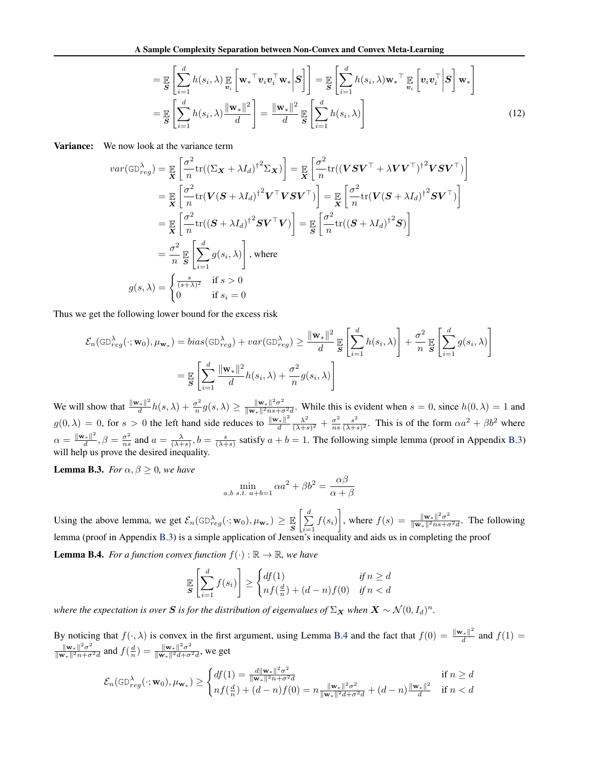$$= \mathop{\mathbb{E}}_{\boldsymbol{S}}\left[\sum_{i=1}^{d} h(s_i,\lambda) \mathop{\mathbb{E}}_{\boldsymbol{v}_i}\left[\mathbf{w}_*^\top \boldsymbol{v}_i \boldsymbol{v}_i^\top \mathbf{w}_* \middle| \boldsymbol{S}\right]\right] = \mathop{\mathbb{E}}_{\boldsymbol{S}}\left[\sum_{i=1}^{d} h(s_i,\lambda) \mathbf{w}_*^\top \mathop{\mathbb{E}}_{\boldsymbol{v}_i}\left[\boldsymbol{v}_i \boldsymbol{v}_i^\top \middle| \boldsymbol{S}\right] \mathbf{w}_*\right]$$

$$= \mathop{\mathbb{E}}_{\boldsymbol{S}}\left[\sum_{i=1}^{d} h(s_i,\lambda) \frac{\|\mathbf{w}_*\|^2}{d}\right] = \frac{\|\mathbf{w}_*\|^2}{d} \mathop{\mathbb{E}}_{\boldsymbol{S}}\left[\sum_{i=1}^{d} h(s_i,\lambda)\right] \tag{12}$$

**Variance:** We now look at the variance term

$$var(\texttt{GD}_{reg}^{\lambda}) = \mathop{\mathbb{E}}_{\boldsymbol{X}}\left[\frac{\sigma^2}{n}\mathrm{tr}((\Sigma_{\boldsymbol{X}} + \lambda I_d)^{\dagger 2}\Sigma_{\boldsymbol{X}})\right] = \mathop{\mathbb{E}}_{\boldsymbol{X}}\left[\frac{\sigma^2}{n}\mathrm{tr}((\boldsymbol{V}\boldsymbol{S}\boldsymbol{V}^\top + \lambda \boldsymbol{V}\boldsymbol{V}^\top)^{\dagger 2}\boldsymbol{V}\boldsymbol{S}\boldsymbol{V}^\top)\right]$$

$$= \mathop{\mathbb{E}}_{\boldsymbol{X}}\left[\frac{\sigma^2}{n}\mathrm{tr}(\boldsymbol{V}(\boldsymbol{S} + \lambda I_d)^{\dagger 2}\boldsymbol{V}^\top\boldsymbol{V}\boldsymbol{S}\boldsymbol{V}^\top)\right] = \mathop{\mathbb{E}}_{\boldsymbol{X}}\left[\frac{\sigma^2}{n}\mathrm{tr}(\boldsymbol{V}(\boldsymbol{S} + \lambda I_d)^{\dagger 2}\boldsymbol{S}\boldsymbol{V}^\top)\right]$$

$$= \mathop{\mathbb{E}}_{\boldsymbol{X}}\left[\frac{\sigma^2}{n}\mathrm{tr}((\boldsymbol{S} + \lambda I_d)^{\dagger 2}\boldsymbol{S}\boldsymbol{V}^\top\boldsymbol{V})\right] = \mathop{\mathbb{E}}_{\boldsymbol{S}}\left[\frac{\sigma^2}{n}\mathrm{tr}((\boldsymbol{S} + \lambda I_d)^{\dagger 2}\boldsymbol{S})\right]$$

$$= \frac{\sigma^2}{n}\mathop{\mathbb{E}}_{\boldsymbol{S}}\left[\sum_{i=1}^{d} g(s_i,\lambda)\right], \text{ where}$$

$$g(s,\lambda) = \begin{cases} \frac{s}{(s+\lambda)^2} & \text{if } s > 0 \\ 0 & \text{if } s_i = 0 \end{cases}$$

Thus we get the following lower bound for the excess risk

$$\mathcal{E}_n(\texttt{GD}_{reg}^{\lambda}(\cdot;\mathbf{w}_0), \mu_{\mathbf{w}_*}) = bias(\texttt{GD}_{reg}^{\lambda}) + var(\texttt{GD}_{reg}^{\lambda}) \geq \frac{\|\mathbf{w}_*\|^2}{d}\mathop{\mathbb{E}}_{\boldsymbol{S}}\left[\sum_{i=1}^{d} h(s_i,\lambda)\right] + \frac{\sigma^2}{n}\mathop{\mathbb{E}}_{\boldsymbol{S}}\left[\sum_{i=1}^{d} g(s_i,\lambda)\right]$$

$$= \mathop{\mathbb{E}}_{\boldsymbol{S}}\left[\sum_{i=1}^{d} \frac{\|\mathbf{w}_*\|^2}{d} h(s_i,\lambda) + \frac{\sigma^2}{n} g(s_i,\lambda)\right]$$

We will show that $\frac{\|\mathbf{w}_*\|^2}{d}h(s,\lambda) + \frac{\sigma^2}{n}g(s,\lambda) \geq \frac{\|\mathbf{w}_*\|^2\sigma^2}{\|\mathbf{w}_*\|^2 ns + \sigma^2 d}$. While this is evident when $s = 0$, since $h(0,\lambda) = 1$ and $g(0,\lambda) = 0$, for $s > 0$ the left hand side reduces to $\frac{\|\mathbf{w}_*\|^2}{d}\frac{\lambda^2}{(\lambda+s)^2} + \frac{\sigma^2}{ns}\frac{s^2}{(\lambda+s)^2}$. This is of the form $\alpha a^2 + \beta b^2$ where $\alpha = \frac{\|\mathbf{w}_*\|^2}{d}, \beta = \frac{\sigma^2}{ns}$ and $a = \frac{\lambda}{(\lambda+s)}, b = \frac{s}{(\lambda+s)}$ satisfy $a + b = 1$. The following simple lemma (proof in Appendix B.3) will help us prove the desired inequality.

**Lemma B.3.** *For $\alpha, \beta \geq 0$, we have*

$$\min_{a,b \text{ s.t. } a+b=1} \alpha a^2 + \beta b^2 = \frac{\alpha\beta}{\alpha + \beta}$$

Using the above lemma, we get $\mathcal{E}_n(\texttt{GD}_{reg}^{\lambda}(\cdot;\mathbf{w}_0), \mu_{\mathbf{w}_*}) \geq \mathop{\mathbb{E}}_{\boldsymbol{S}}\left[\sum_{i=1}^{d} f(s_i)\right]$, where $f(s) = \frac{\|\mathbf{w}_*\|^2\sigma^2}{\|\mathbf{w}_*\|^2 ns + \sigma^2 d}$. The following lemma (proof in Appendix B.3) is a simple application of Jensen's inequality and aids us in completing the proof

**Lemma B.4.** *For a function convex function $f(\cdot): \mathbb{R} \to \mathbb{R}$, we have*

$$\mathop{\mathbb{E}}_{\boldsymbol{S}}\left[\sum_{i=1}^{d} f(s_i)\right] \geq \begin{cases} df(1) & \text{if } n \geq d \\ nf(\frac{d}{n}) + (d-n)f(0) & \text{if } n < d \end{cases}$$

*where the expectation is over $\boldsymbol{S}$ is for the distribution of eigenvalues of $\Sigma_{\boldsymbol{X}}$ when $\boldsymbol{X} \sim \mathcal{N}(0, I_d)^n$.*

By noticing that $f(\cdot,\lambda)$ is convex in the first argument, using Lemma B.4 and the fact that $f(0) = \frac{\|\mathbf{w}_*\|^2}{d}$ and $f(1) = \frac{\|\mathbf{w}_*\|^2\sigma^2}{\|\mathbf{w}_*\|^2 n + \sigma^2 d}$ and $f(\frac{d}{n}) = \frac{\|\mathbf{w}_*\|^2\sigma^2}{\|\mathbf{w}_*\|^2 d + \sigma^2 d}$, we get

$$\mathcal{E}_n(\texttt{GD}_{reg}^{\lambda}(\cdot;\mathbf{w}_0), \mu_{\mathbf{w}_*}) \geq \begin{cases} df(1) = \frac{d\|\mathbf{w}_*\|^2\sigma^2}{\|\mathbf{w}_*\|^2 n + \sigma^2 d} & \text{if } n \geq d \\ nf(\frac{d}{n}) + (d-n)f(0) = n\frac{\|\mathbf{w}_*\|^2\sigma^2}{\|\mathbf{w}_*\|^2 d + \sigma^2 d} + (d-n)\frac{\|\mathbf{w}_*\|^2}{d} & \text{if } n < d \end{cases}$$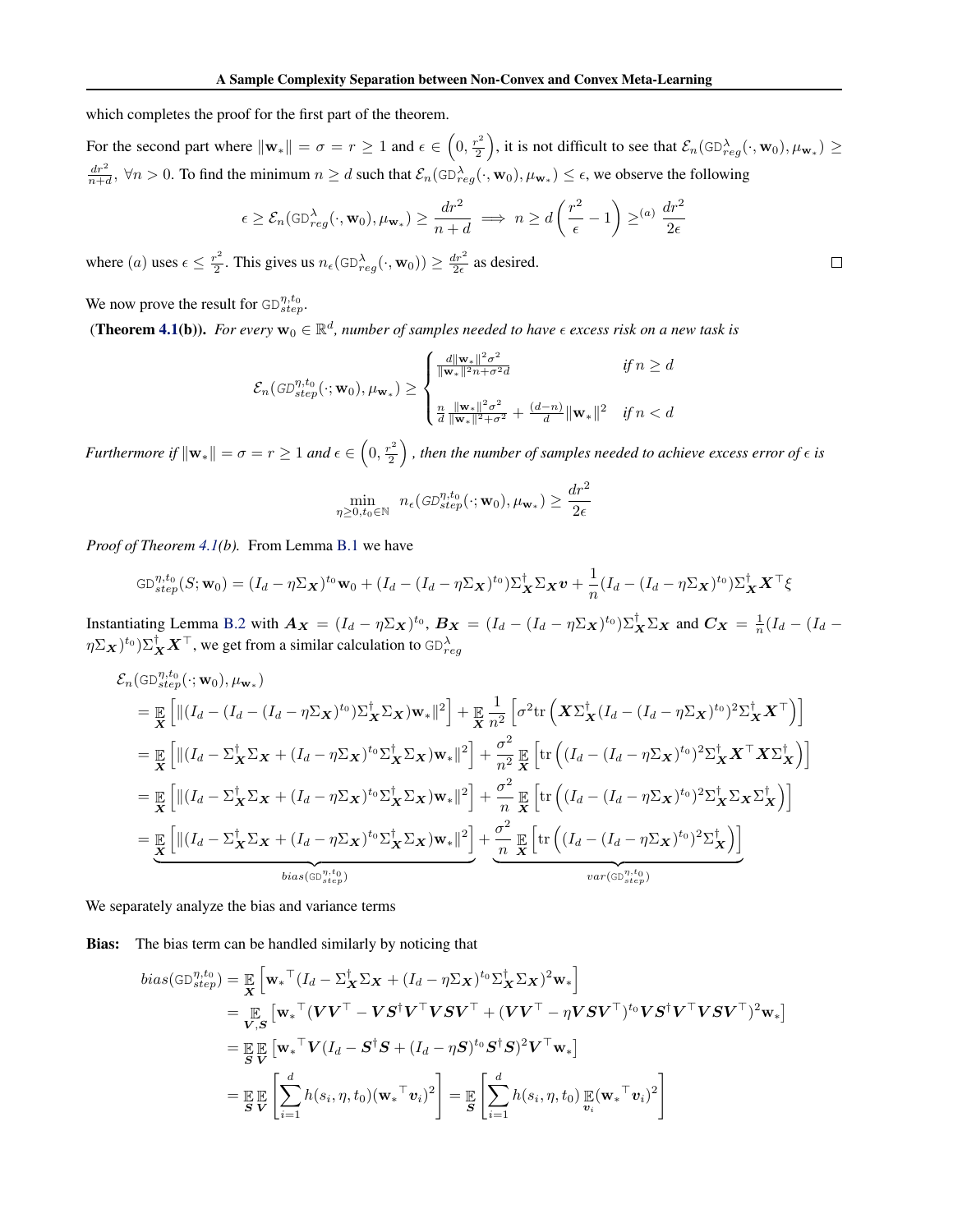which completes the proof for the first part of the theorem.

For the second part where $\|\mathbf{w}_*\| = \sigma = r \geq 1$ and $\epsilon \in \left(0, \frac{r^2}{2}\right)$, it is not difficult to see that $\mathcal{E}_n(\texttt{GD}^{\lambda}_{reg}(\cdot, \mathbf{w}_0), \mu_{\mathbf{w}_*}) \geq \frac{dr^2}{n+d}$, $\forall n > 0$. To find the minimum $n \geq d$ such that $\mathcal{E}_n(\texttt{GD}^{\lambda}_{reg}(\cdot, \mathbf{w}_0), \mu_{\mathbf{w}_*}) \leq \epsilon$, we observe the following

$$\epsilon \geq \mathcal{E}_n(\texttt{GD}^{\lambda}_{reg}(\cdot, \mathbf{w}_0), \mu_{\mathbf{w}_*}) \geq \frac{dr^2}{n+d} \implies n \geq d\left(\frac{r^2}{\epsilon} - 1\right) \geq^{(a)} \frac{dr^2}{2\epsilon}$$

where $(a)$ uses $\epsilon \leq \frac{r^2}{2}$. This gives us $n_\epsilon(\texttt{GD}^{\lambda}_{reg}(\cdot, \mathbf{w}_0)) \geq \frac{dr^2}{2\epsilon}$ as desired. $\square$

We now prove the result for $\texttt{GD}^{\eta, t_0}_{step}$.

**(Theorem 4.1(b)).** *For every $\mathbf{w}_0 \in \mathbb{R}^d$, number of samples needed to have $\epsilon$ excess risk on a new task is*

$$\mathcal{E}_n(GD^{\eta,t_0}_{step}(\cdot; \mathbf{w}_0), \mu_{\mathbf{w}_*}) \geq \begin{cases} \frac{d\|\mathbf{w}_*\|^2\sigma^2}{\|\mathbf{w}_*\|^2 n + \sigma^2 d} & \text{if } n \geq d \\ \\ \frac{n}{d}\frac{\|\mathbf{w}_*\|^2\sigma^2}{\|\mathbf{w}_*\|^2 + \sigma^2} + \frac{(d-n)}{d}\|\mathbf{w}_*\|^2 & \text{if } n < d \end{cases}$$

*Furthermore if $\|\mathbf{w}_*\| = \sigma = r \geq 1$ and $\epsilon \in \left(0, \frac{r^2}{2}\right)$, then the number of samples needed to achieve excess error of $\epsilon$ is*

$$\min_{\eta \geq 0, t_0 \in \mathbb{N}} n_\epsilon(GD^{\eta,t_0}_{step}(\cdot; \mathbf{w}_0), \mu_{\mathbf{w}_*}) \geq \frac{dr^2}{2\epsilon}$$

*Proof of Theorem 4.1(b).* From Lemma B.1 we have

$$\texttt{GD}^{\eta,t_0}_{step}(S; \mathbf{w}_0) = (I_d - \eta\Sigma_{\boldsymbol{X}})^{t_0}\mathbf{w}_0 + (I_d - (I_d - \eta\Sigma_{\boldsymbol{X}})^{t_0})\Sigma^\dagger_{\boldsymbol{X}}\Sigma_{\boldsymbol{X}}\boldsymbol{v} + \frac{1}{n}(I_d - (I_d - \eta\Sigma_{\boldsymbol{X}})^{t_0})\Sigma^\dagger_{\boldsymbol{X}}\boldsymbol{X}^\top\xi$$

Instantiating Lemma B.2 with $\boldsymbol{A}_{\boldsymbol{X}} = (I_d - \eta\Sigma_{\boldsymbol{X}})^{t_0}$, $\boldsymbol{B}_{\boldsymbol{X}} = (I_d - (I_d - \eta\Sigma_{\boldsymbol{X}})^{t_0})\Sigma^\dagger_{\boldsymbol{X}}\Sigma_{\boldsymbol{X}}$ and $\boldsymbol{C}_{\boldsymbol{X}} = \frac{1}{n}(I_d - (I_d - \eta\Sigma_{\boldsymbol{X}})^{t_0})\Sigma^\dagger_{\boldsymbol{X}}\boldsymbol{X}^\top$, we get from a similar calculation to $\texttt{GD}^{\lambda}_{reg}$

$$\begin{aligned}
&\mathcal{E}_n(\texttt{GD}^{\eta,t_0}_{step}(\cdot; \mathbf{w}_0), \mu_{\mathbf{w}_*}) \\
&= \mathop{\mathbb{E}}_{\boldsymbol{X}}\left[\|(I_d - (I_d - (I_d - \eta\Sigma_{\boldsymbol{X}})^{t_0})\Sigma^\dagger_{\boldsymbol{X}}\Sigma_{\boldsymbol{X}})\mathbf{w}_*\|^2\right] + \mathop{\mathbb{E}}_{\boldsymbol{X}}\frac{1}{n^2}\left[\sigma^2 \mathrm{tr}\left(\boldsymbol{X}\Sigma^\dagger_{\boldsymbol{X}}(I_d - (I_d - \eta\Sigma_{\boldsymbol{X}})^{t_0})^2\Sigma^\dagger_{\boldsymbol{X}}\boldsymbol{X}^\top\right)\right] \\
&= \mathop{\mathbb{E}}_{\boldsymbol{X}}\left[\|(I_d - \Sigma^\dagger_{\boldsymbol{X}}\Sigma_{\boldsymbol{X}} + (I_d - \eta\Sigma_{\boldsymbol{X}})^{t_0}\Sigma^\dagger_{\boldsymbol{X}}\Sigma_{\boldsymbol{X}})\mathbf{w}_*\|^2\right] + \frac{\sigma^2}{n^2}\mathop{\mathbb{E}}_{\boldsymbol{X}}\left[\mathrm{tr}\left((I_d - (I_d - \eta\Sigma_{\boldsymbol{X}})^{t_0})^2\Sigma^\dagger_{\boldsymbol{X}}\boldsymbol{X}^\top\boldsymbol{X}\Sigma^\dagger_{\boldsymbol{X}}\right)\right] \\
&= \mathop{\mathbb{E}}_{\boldsymbol{X}}\left[\|(I_d - \Sigma^\dagger_{\boldsymbol{X}}\Sigma_{\boldsymbol{X}} + (I_d - \eta\Sigma_{\boldsymbol{X}})^{t_0}\Sigma^\dagger_{\boldsymbol{X}}\Sigma_{\boldsymbol{X}})\mathbf{w}_*\|^2\right] + \frac{\sigma^2}{n}\mathop{\mathbb{E}}_{\boldsymbol{X}}\left[\mathrm{tr}\left((I_d - (I_d - \eta\Sigma_{\boldsymbol{X}})^{t_0})^2\Sigma^\dagger_{\boldsymbol{X}}\Sigma_{\boldsymbol{X}}\Sigma^\dagger_{\boldsymbol{X}}\right)\right] \\
&= \underbrace{\mathop{\mathbb{E}}_{\boldsymbol{X}}\left[\|(I_d - \Sigma^\dagger_{\boldsymbol{X}}\Sigma_{\boldsymbol{X}} + (I_d - \eta\Sigma_{\boldsymbol{X}})^{t_0}\Sigma^\dagger_{\boldsymbol{X}}\Sigma_{\boldsymbol{X}})\mathbf{w}_*\|^2\right]}_{bias(\texttt{GD}^{\eta,t_0}_{step})} + \underbrace{\frac{\sigma^2}{n}\mathop{\mathbb{E}}_{\boldsymbol{X}}\left[\mathrm{tr}\left((I_d - (I_d - \eta\Sigma_{\boldsymbol{X}})^{t_0})^2\Sigma^\dagger_{\boldsymbol{X}}\right)\right]}_{var(\texttt{GD}^{\eta,t_0}_{step})}
\end{aligned}$$

We separately analyze the bias and variance terms

**Bias:** The bias term can be handled similarly by noticing that

$$\begin{aligned}
bias(\texttt{GD}^{\eta,t_0}_{step}) &= \mathop{\mathbb{E}}_{\boldsymbol{X}}\left[{\mathbf{w}_*}^\top(I_d - \Sigma^\dagger_{\boldsymbol{X}}\Sigma_{\boldsymbol{X}} + (I_d - \eta\Sigma_{\boldsymbol{X}})^{t_0}\Sigma^\dagger_{\boldsymbol{X}}\Sigma_{\boldsymbol{X}})^2\mathbf{w}_*\right] \\
&= \mathop{\mathbb{E}}_{\boldsymbol{V},\boldsymbol{S}}\left[{\mathbf{w}_*}^\top(\boldsymbol{V}\boldsymbol{V}^\top - \boldsymbol{V}\boldsymbol{S}^\dagger\boldsymbol{V}^\top\boldsymbol{V}\boldsymbol{S}\boldsymbol{V}^\top + (\boldsymbol{V}\boldsymbol{V}^\top - \eta\boldsymbol{V}\boldsymbol{S}\boldsymbol{V}^\top)^{t_0}\boldsymbol{V}\boldsymbol{S}^\dagger\boldsymbol{V}^\top\boldsymbol{V}\boldsymbol{S}\boldsymbol{V}^\top)^2\mathbf{w}_*\right] \\
&= \mathop{\mathbb{E}}_{\boldsymbol{S}}\mathop{\mathbb{E}}_{\boldsymbol{V}}\left[{\mathbf{w}_*}^\top\boldsymbol{V}(I_d - \boldsymbol{S}^\dagger\boldsymbol{S} + (I_d - \eta\boldsymbol{S})^{t_0}\boldsymbol{S}^\dagger\boldsymbol{S})^2\boldsymbol{V}^\top\mathbf{w}_*\right] \\
&= \mathop{\mathbb{E}}_{\boldsymbol{S}}\mathop{\mathbb{E}}_{\boldsymbol{V}}\left[\sum_{i=1}^d h(s_i, \eta, t_0)({\mathbf{w}_*}^\top\boldsymbol{v}_i)^2\right] = \mathop{\mathbb{E}}_{\boldsymbol{S}}\left[\sum_{i=1}^d h(s_i, \eta, t_0)\mathop{\mathbb{E}}_{\boldsymbol{v}_i}({\mathbf{w}_*}^\top\boldsymbol{v}_i)^2\right]
\end{aligned}$$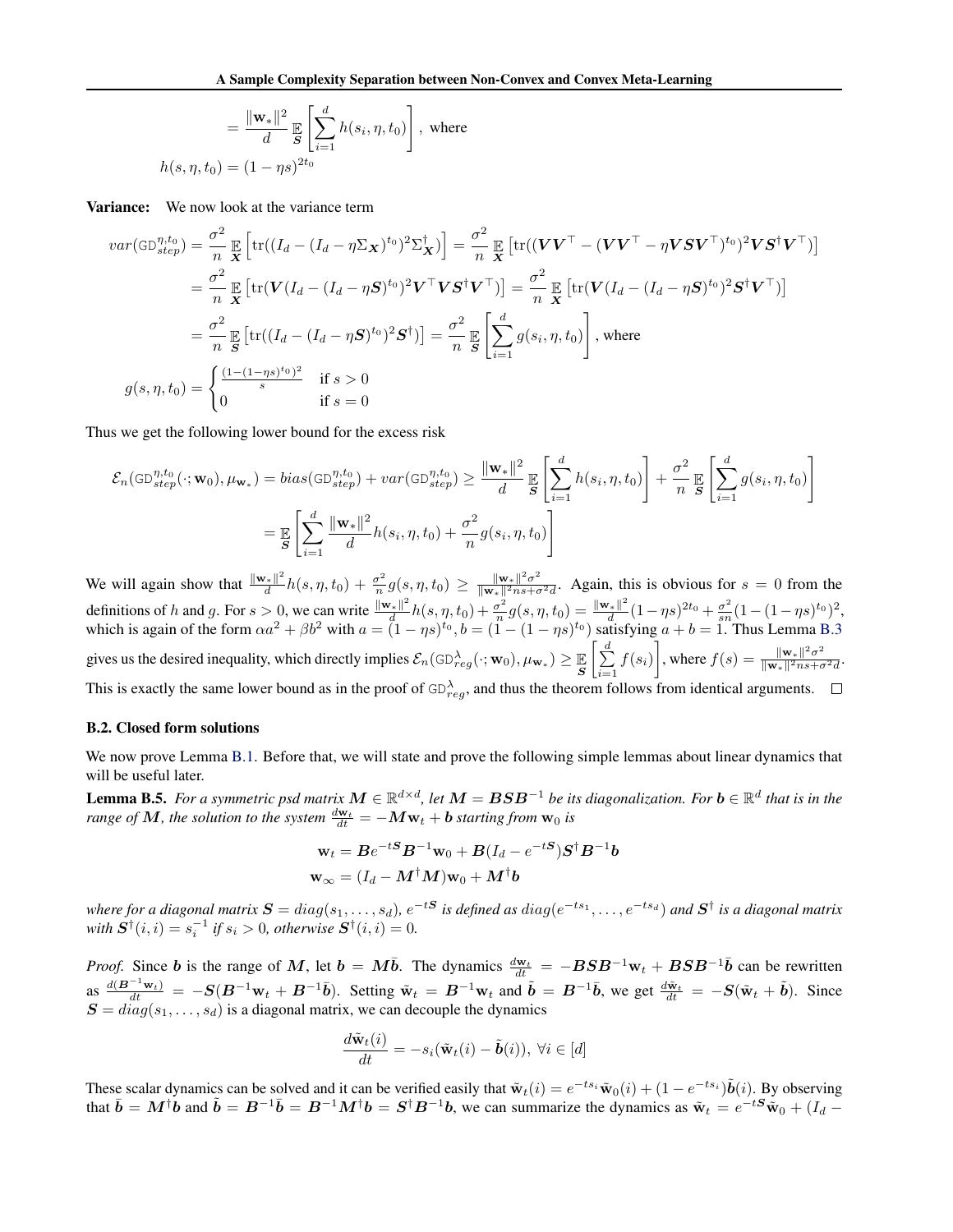$$
\begin{aligned}
&= \frac{\|\mathbf{w}_*\|^2}{d} \mathop{\mathbb{E}}_{\boldsymbol{S}} \left[ \sum_{i=1}^{d} h(s_i, \eta, t_0) \right], \text{ where} \\
h(s, \eta, t_0) &= (1 - \eta s)^{2t_0}
\end{aligned}
$$

**Variance:** We now look at the variance term

$$
\begin{aligned}
var(\mathrm{GD}^{\eta,t_0}_{step}) &= \frac{\sigma^2}{n} \mathop{\mathbb{E}}_{\boldsymbol{X}} \left[ \mathrm{tr}((I_d - (I_d - \eta \Sigma_{\boldsymbol{X}})^{t_0})^2 \Sigma^{\dagger}_{\boldsymbol{X}}) \right] = \frac{\sigma^2}{n} \mathop{\mathbb{E}}_{\boldsymbol{X}} \left[ \mathrm{tr}((\boldsymbol{V}\boldsymbol{V}^\top - (\boldsymbol{V}\boldsymbol{V}^\top - \eta \boldsymbol{V}\boldsymbol{S}\boldsymbol{V}^\top)^{t_0})^2 \boldsymbol{V}\boldsymbol{S}^{\dagger}\boldsymbol{V}^\top) \right] \\
&= \frac{\sigma^2}{n} \mathop{\mathbb{E}}_{\boldsymbol{X}} \left[ \mathrm{tr}(\boldsymbol{V}(I_d - (I_d - \eta \boldsymbol{S})^{t_0})^2 \boldsymbol{V}^\top \boldsymbol{V}\boldsymbol{S}^{\dagger}\boldsymbol{V}^\top) \right] = \frac{\sigma^2}{n} \mathop{\mathbb{E}}_{\boldsymbol{X}} \left[ \mathrm{tr}(\boldsymbol{V}(I_d - (I_d - \eta \boldsymbol{S})^{t_0})^2 \boldsymbol{S}^{\dagger}\boldsymbol{V}^\top) \right] \\
&= \frac{\sigma^2}{n} \mathop{\mathbb{E}}_{\boldsymbol{S}} \left[ \mathrm{tr}((I_d - (I_d - \eta \boldsymbol{S})^{t_0})^2 \boldsymbol{S}^{\dagger}) \right] = \frac{\sigma^2}{n} \mathop{\mathbb{E}}_{\boldsymbol{S}} \left[ \sum_{i=1}^{d} g(s_i, \eta, t_0) \right], \text{ where} \\
g(s, \eta, t_0) &= \begin{cases} \frac{(1-(1-\eta s)^{t_0})^2}{s} & \text{if } s > 0 \\ 0 & \text{if } s = 0 \end{cases}
\end{aligned}
$$

Thus we get the following lower bound for the excess risk

$$
\begin{aligned}
\mathcal{E}_n(\mathrm{GD}^{\eta,t_0}_{step}(\cdot; \mathbf{w}_0), \mu_{\mathbf{w}_*}) = bias(\mathrm{GD}^{\eta,t_0}_{step}) + var(\mathrm{GD}^{\eta,t_0}_{step}) &\geq \frac{\|\mathbf{w}_*\|^2}{d} \mathop{\mathbb{E}}_{\boldsymbol{S}} \left[ \sum_{i=1}^{d} h(s_i, \eta, t_0) \right] + \frac{\sigma^2}{n} \mathop{\mathbb{E}}_{\boldsymbol{S}} \left[ \sum_{i=1}^{d} g(s_i, \eta, t_0) \right] \\
&= \mathop{\mathbb{E}}_{\boldsymbol{S}} \left[ \sum_{i=1}^{d} \frac{\|\mathbf{w}_*\|^2}{d} h(s_i, \eta, t_0) + \frac{\sigma^2}{n} g(s_i, \eta, t_0) \right]
\end{aligned}
$$

We will again show that $\frac{\|\mathbf{w}_*\|^2}{d} h(s, \eta, t_0) + \frac{\sigma^2}{n} g(s, \eta, t_0) \geq \frac{\|\mathbf{w}_*\|^2 \sigma^2}{\|\mathbf{w}_*\|^2 ns + \sigma^2 d}$. Again, this is obvious for $s = 0$ from the definitions of $h$ and $g$. For $s > 0$, we can write $\frac{\|\mathbf{w}_*\|^2}{d} h(s, \eta, t_0) + \frac{\sigma^2}{n} g(s, \eta, t_0) = \frac{\|\mathbf{w}_*\|^2}{d}(1 - \eta s)^{2t_0} + \frac{\sigma^2}{sn}(1 - (1 - \eta s)^{t_0})^2$, which is again of the form $\alpha a^2 + \beta b^2$ with $a = (1 - \eta s)^{t_0}, b = (1 - (1 - \eta s)^{t_0})$ satisfying $a + b = 1$. Thus Lemma B.3 gives us the desired inequality, which directly implies $\mathcal{E}_n(\mathrm{GD}^{\lambda}_{reg}(\cdot; \mathbf{w}_0), \mu_{\mathbf{w}_*}) \geq \mathop{\mathbb{E}}_{\boldsymbol{S}} \left[ \sum_{i=1}^{d} f(s_i) \right]$, where $f(s) = \frac{\|\mathbf{w}_*\|^2 \sigma^2}{\|\mathbf{w}_*\|^2 ns + \sigma^2 d}$. This is exactly the same lower bound as in the proof of $\mathrm{GD}^{\lambda}_{reg}$, and thus the theorem follows from identical arguments. □

### B.2. Closed form solutions

We now prove Lemma B.1. Before that, we will state and prove the following simple lemmas about linear dynamics that will be useful later.

**Lemma B.5.** *For a symmetric psd matrix $\boldsymbol{M} \in \mathbb{R}^{d \times d}$, let $\boldsymbol{M} = \boldsymbol{B}\boldsymbol{S}\boldsymbol{B}^{-1}$ be its diagonalization. For $\boldsymbol{b} \in \mathbb{R}^d$ that is in the range of $\boldsymbol{M}$, the solution to the system $\frac{d\mathbf{w}_t}{dt} = -\boldsymbol{M}\mathbf{w}_t + \boldsymbol{b}$ starting from $\mathbf{w}_0$ is*

$$
\begin{aligned}
\mathbf{w}_t &= \boldsymbol{B}e^{-t\boldsymbol{S}}\boldsymbol{B}^{-1}\mathbf{w}_0 + \boldsymbol{B}(I_d - e^{-t\boldsymbol{S}})\boldsymbol{S}^{\dagger}\boldsymbol{B}^{-1}\boldsymbol{b} \\
\mathbf{w}_\infty &= (I_d - \boldsymbol{M}^{\dagger}\boldsymbol{M})\mathbf{w}_0 + \boldsymbol{M}^{\dagger}\boldsymbol{b}
\end{aligned}
$$

*where for a diagonal matrix $\boldsymbol{S} = diag(s_1, \ldots, s_d)$, $e^{-t\boldsymbol{S}}$ is defined as $diag(e^{-ts_1}, \ldots, e^{-ts_d})$ and $\boldsymbol{S}^{\dagger}$ is a diagonal matrix with $\boldsymbol{S}^{\dagger}(i, i) = s_i^{-1}$ if $s_i > 0$, otherwise $\boldsymbol{S}^{\dagger}(i, i) = 0$.*

*Proof.* Since $\boldsymbol{b}$ is the range of $\boldsymbol{M}$, let $\boldsymbol{b} = \boldsymbol{M}\bar{\boldsymbol{b}}$. The dynamics $\frac{d\mathbf{w}_t}{dt} = -\boldsymbol{B}\boldsymbol{S}\boldsymbol{B}^{-1}\mathbf{w}_t + \boldsymbol{B}\boldsymbol{S}\boldsymbol{B}^{-1}\bar{\boldsymbol{b}}$ can be rewritten as $\frac{d(\boldsymbol{B}^{-1}\mathbf{w}_t)}{dt} = -\boldsymbol{S}(\boldsymbol{B}^{-1}\mathbf{w}_t + \boldsymbol{B}^{-1}\bar{\boldsymbol{b}})$. Setting $\tilde{\mathbf{w}}_t = \boldsymbol{B}^{-1}\mathbf{w}_t$ and $\tilde{\boldsymbol{b}} = \boldsymbol{B}^{-1}\bar{\boldsymbol{b}}$, we get $\frac{d\tilde{\mathbf{w}}_t}{dt} = -\boldsymbol{S}(\tilde{\mathbf{w}}_t + \tilde{\boldsymbol{b}})$. Since $\boldsymbol{S} = diag(s_1, \ldots, s_d)$ is a diagonal matrix, we can decouple the dynamics

$$
\frac{d\tilde{\mathbf{w}}_t(i)}{dt} = -s_i(\tilde{\mathbf{w}}_t(i) - \tilde{\boldsymbol{b}}(i)), \ \forall i \in [d]
$$

These scalar dynamics can be solved and it can be verified easily that $\tilde{\mathbf{w}}_t(i) = e^{-ts_i}\tilde{\mathbf{w}}_0(i) + (1 - e^{-ts_i})\tilde{\boldsymbol{b}}(i)$. By observing that $\bar{\boldsymbol{b}} = \boldsymbol{M}^{\dagger}\boldsymbol{b}$ and $\tilde{\boldsymbol{b}} = \boldsymbol{B}^{-1}\bar{\boldsymbol{b}} = \boldsymbol{B}^{-1}\boldsymbol{M}^{\dagger}\boldsymbol{b} = \boldsymbol{S}^{\dagger}\boldsymbol{B}^{-1}\boldsymbol{b}$, we can summarize the dynamics as $\tilde{\mathbf{w}}_t = e^{-t\boldsymbol{S}}\tilde{\mathbf{w}}_0 + (I_d -$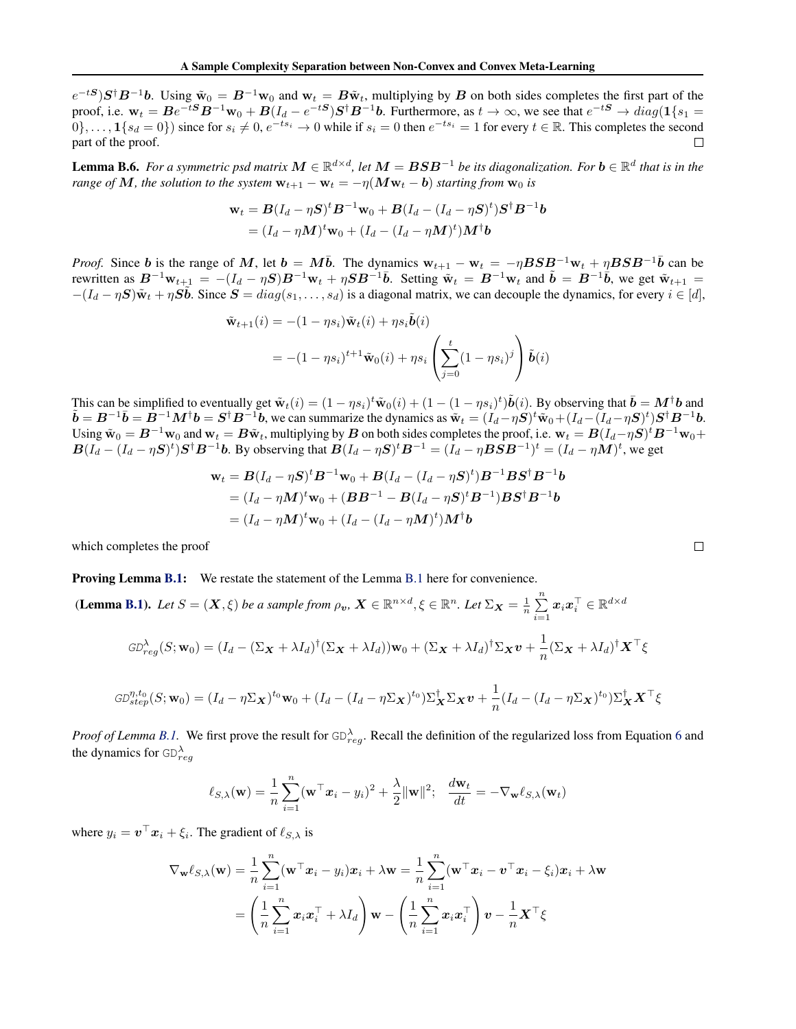$e^{-t\boldsymbol{S}})\boldsymbol{S}^\dagger \boldsymbol{B}^{-1}\boldsymbol{b}$. Using $\tilde{\mathbf{w}}_0 = \boldsymbol{B}^{-1}\mathbf{w}_0$ and $\mathbf{w}_t = \boldsymbol{B}\tilde{\mathbf{w}}_t$, multiplying by $\boldsymbol{B}$ on both sides completes the first part of the proof, i.e. $\mathbf{w}_t = \boldsymbol{B}e^{-t\boldsymbol{S}}\boldsymbol{B}^{-1}\mathbf{w}_0 + \boldsymbol{B}(I_d - e^{-t\boldsymbol{S}})\boldsymbol{S}^\dagger\boldsymbol{B}^{-1}\boldsymbol{b}$. Furthermore, as $t \to \infty$, we see that $e^{-t\boldsymbol{S}} \to diag(\mathbf{1}\{s_1 = 0\}, \ldots, \mathbf{1}\{s_d = 0\})$ since for $s_i \neq 0$, $e^{-ts_i} \to 0$ while if $s_i = 0$ then $e^{-ts_i} = 1$ for every $t \in \mathbb{R}$. This completes the second part of the proof. □

**Lemma B.6.** *For a symmetric psd matrix $\boldsymbol{M} \in \mathbb{R}^{d\times d}$, let $\boldsymbol{M} = \boldsymbol{B}\boldsymbol{S}\boldsymbol{B}^{-1}$ be its diagonalization. For $\boldsymbol{b} \in \mathbb{R}^d$ that is in the range of $\boldsymbol{M}$, the solution to the system $\mathbf{w}_{t+1} - \mathbf{w}_t = -\eta(\boldsymbol{M}\mathbf{w}_t - \boldsymbol{b})$ starting from $\mathbf{w}_0$ is*

$$\begin{aligned}
\mathbf{w}_t &= \boldsymbol{B}(I_d - \eta\boldsymbol{S})^t\boldsymbol{B}^{-1}\mathbf{w}_0 + \boldsymbol{B}(I_d - (I_d - \eta\boldsymbol{S})^t)\boldsymbol{S}^\dagger\boldsymbol{B}^{-1}\boldsymbol{b} \\
&= (I_d - \eta\boldsymbol{M})^t\mathbf{w}_0 + (I_d - (I_d - \eta\boldsymbol{M})^t)\boldsymbol{M}^\dagger\boldsymbol{b}
\end{aligned}$$

*Proof.* Since $\boldsymbol{b}$ is the range of $\boldsymbol{M}$, let $\boldsymbol{b} = \boldsymbol{M}\bar{\boldsymbol{b}}$. The dynamics $\mathbf{w}_{t+1} - \mathbf{w}_t = -\eta\boldsymbol{B}\boldsymbol{S}\boldsymbol{B}^{-1}\mathbf{w}_t + \eta\boldsymbol{B}\boldsymbol{S}\boldsymbol{B}^{-1}\bar{\boldsymbol{b}}$ can be rewritten as $\boldsymbol{B}^{-1}\mathbf{w}_{t+1} = -(I_d - \eta\boldsymbol{S})\boldsymbol{B}^{-1}\mathbf{w}_t + \eta\boldsymbol{S}\boldsymbol{B}^{-1}\bar{\boldsymbol{b}}$. Setting $\tilde{\mathbf{w}}_t = \boldsymbol{B}^{-1}\mathbf{w}_t$ and $\tilde{\boldsymbol{b}} = \boldsymbol{B}^{-1}\bar{\boldsymbol{b}}$, we get $\tilde{\mathbf{w}}_{t+1} = -(I_d - \eta\boldsymbol{S})\tilde{\mathbf{w}}_t + \eta\boldsymbol{S}\tilde{\boldsymbol{b}}$. Since $\boldsymbol{S} = diag(s_1, \ldots, s_d)$ is a diagonal matrix, we can decouple the dynamics, for every $i \in [d]$,

$$\begin{aligned}
\tilde{\mathbf{w}}_{t+1}(i) &= -(1 - \eta s_i)\tilde{\mathbf{w}}_t(i) + \eta s_i\tilde{\boldsymbol{b}}(i) \\
&= -(1 - \eta s_i)^{t+1}\tilde{\mathbf{w}}_0(i) + \eta s_i\left(\sum_{j=0}^{t}(1 - \eta s_i)^j\right)\tilde{\boldsymbol{b}}(i)
\end{aligned}$$

This can be simplified to eventually get $\tilde{\mathbf{w}}_t(i) = (1 - \eta s_i)^t\tilde{\mathbf{w}}_0(i) + (1 - (1 - \eta s_i)^t)\tilde{\boldsymbol{b}}(i)$. By observing that $\bar{\boldsymbol{b}} = \boldsymbol{M}^\dagger\boldsymbol{b}$ and $\tilde{\boldsymbol{b}} = \boldsymbol{B}^{-1}\bar{\boldsymbol{b}} = \boldsymbol{B}^{-1}\boldsymbol{M}^\dagger\boldsymbol{b} = \boldsymbol{S}^\dagger\boldsymbol{B}^{-1}\boldsymbol{b}$, we can summarize the dynamics as $\tilde{\mathbf{w}}_t = (I_d - \eta\boldsymbol{S})^t\tilde{\mathbf{w}}_0 + (I_d - (I_d - \eta\boldsymbol{S})^t)\boldsymbol{S}^\dagger\boldsymbol{B}^{-1}\boldsymbol{b}$. Using $\tilde{\mathbf{w}}_0 = \boldsymbol{B}^{-1}\mathbf{w}_0$ and $\mathbf{w}_t = \boldsymbol{B}\tilde{\mathbf{w}}_t$, multiplying by $\boldsymbol{B}$ on both sides completes the proof, i.e. $\mathbf{w}_t = \boldsymbol{B}(I_d - \eta\boldsymbol{S})^t\boldsymbol{B}^{-1}\mathbf{w}_0 + \boldsymbol{B}(I_d - (I_d - \eta\boldsymbol{S})^t)\boldsymbol{S}^\dagger\boldsymbol{B}^{-1}\boldsymbol{b}$. By observing that $\boldsymbol{B}(I_d - \eta\boldsymbol{S})^t\boldsymbol{B}^{-1} = (I_d - \eta\boldsymbol{B}\boldsymbol{S}\boldsymbol{B}^{-1})^t = (I_d - \eta\boldsymbol{M})^t$, we get

$$\begin{aligned}
\mathbf{w}_t &= \boldsymbol{B}(I_d - \eta\boldsymbol{S})^t\boldsymbol{B}^{-1}\mathbf{w}_0 + \boldsymbol{B}(I_d - (I_d - \eta\boldsymbol{S})^t)\boldsymbol{B}^{-1}\boldsymbol{B}\boldsymbol{S}^\dagger\boldsymbol{B}^{-1}\boldsymbol{b} \\
&= (I_d - \eta\boldsymbol{M})^t\mathbf{w}_0 + (\boldsymbol{B}\boldsymbol{B}^{-1} - \boldsymbol{B}(I_d - \eta\boldsymbol{S})^t\boldsymbol{B}^{-1})\boldsymbol{B}\boldsymbol{S}^\dagger\boldsymbol{B}^{-1}\boldsymbol{b} \\
&= (I_d - \eta\boldsymbol{M})^t\mathbf{w}_0 + (I_d - (I_d - \eta\boldsymbol{M})^t)\boldsymbol{M}^\dagger\boldsymbol{b}
\end{aligned}$$

which completes the proof □

**Proving Lemma B.1:** We restate the statement of the Lemma B.1 here for convenience.

(**Lemma B.1**). *Let $S = (\boldsymbol{X}, \xi)$ be a sample from $\rho_{\boldsymbol{v}}$, $\boldsymbol{X} \in \mathbb{R}^{n\times d}, \xi \in \mathbb{R}^n$. Let $\Sigma_{\boldsymbol{X}} = \frac{1}{n}\sum_{i=1}^{n}\boldsymbol{x}_i\boldsymbol{x}_i^\top \in \mathbb{R}^{d\times d}$*

$$\text{GD}^\lambda_{reg}(S; \mathbf{w}_0) = (I_d - (\Sigma_{\boldsymbol{X}} + \lambda I_d)^\dagger(\Sigma_{\boldsymbol{X}} + \lambda I_d))\mathbf{w}_0 + (\Sigma_{\boldsymbol{X}} + \lambda I_d)^\dagger\Sigma_{\boldsymbol{X}}\boldsymbol{v} + \frac{1}{n}(\Sigma_{\boldsymbol{X}} + \lambda I_d)^\dagger\boldsymbol{X}^\top\xi$$

$$\text{GD}^{\eta,t_0}_{step}(S; \mathbf{w}_0) = (I_d - \eta\Sigma_{\boldsymbol{X}})^{t_0}\mathbf{w}_0 + (I_d - (I_d - \eta\Sigma_{\boldsymbol{X}})^{t_0})\Sigma^\dagger_{\boldsymbol{X}}\Sigma_{\boldsymbol{X}}\boldsymbol{v} + \frac{1}{n}(I_d - (I_d - \eta\Sigma_{\boldsymbol{X}})^{t_0})\Sigma^\dagger_{\boldsymbol{X}}\boldsymbol{X}^\top\xi$$

*Proof of Lemma B.1.* We first prove the result for $\text{GD}^\lambda_{reg}$. Recall the definition of the regularized loss from Equation 6 and the dynamics for $\text{GD}^\lambda_{reg}$

$$\ell_{S,\lambda}(\mathbf{w}) = \frac{1}{n}\sum_{i=1}^{n}(\mathbf{w}^\top\boldsymbol{x}_i - y_i)^2 + \frac{\lambda}{2}\|\mathbf{w}\|^2; \quad \frac{d\mathbf{w}_t}{dt} = -\nabla_{\mathbf{w}}\ell_{S,\lambda}(\mathbf{w}_t)$$

where $y_i = \boldsymbol{v}^\top\boldsymbol{x}_i + \xi_i$. The gradient of $\ell_{S,\lambda}$ is

$$\begin{aligned}
\nabla_{\mathbf{w}}\ell_{S,\lambda}(\mathbf{w}) &= \frac{1}{n}\sum_{i=1}^{n}(\mathbf{w}^\top\boldsymbol{x}_i - y_i)\boldsymbol{x}_i + \lambda\mathbf{w} = \frac{1}{n}\sum_{i=1}^{n}(\mathbf{w}^\top\boldsymbol{x}_i - \boldsymbol{v}^\top\boldsymbol{x}_i - \xi_i)\boldsymbol{x}_i + \lambda\mathbf{w} \\
&= \left(\frac{1}{n}\sum_{i=1}^{n}\boldsymbol{x}_i\boldsymbol{x}_i^\top + \lambda I_d\right)\mathbf{w} - \left(\frac{1}{n}\sum_{i=1}^{n}\boldsymbol{x}_i\boldsymbol{x}_i^\top\right)\boldsymbol{v} - \frac{1}{n}\boldsymbol{X}^\top\xi
\end{aligned}$$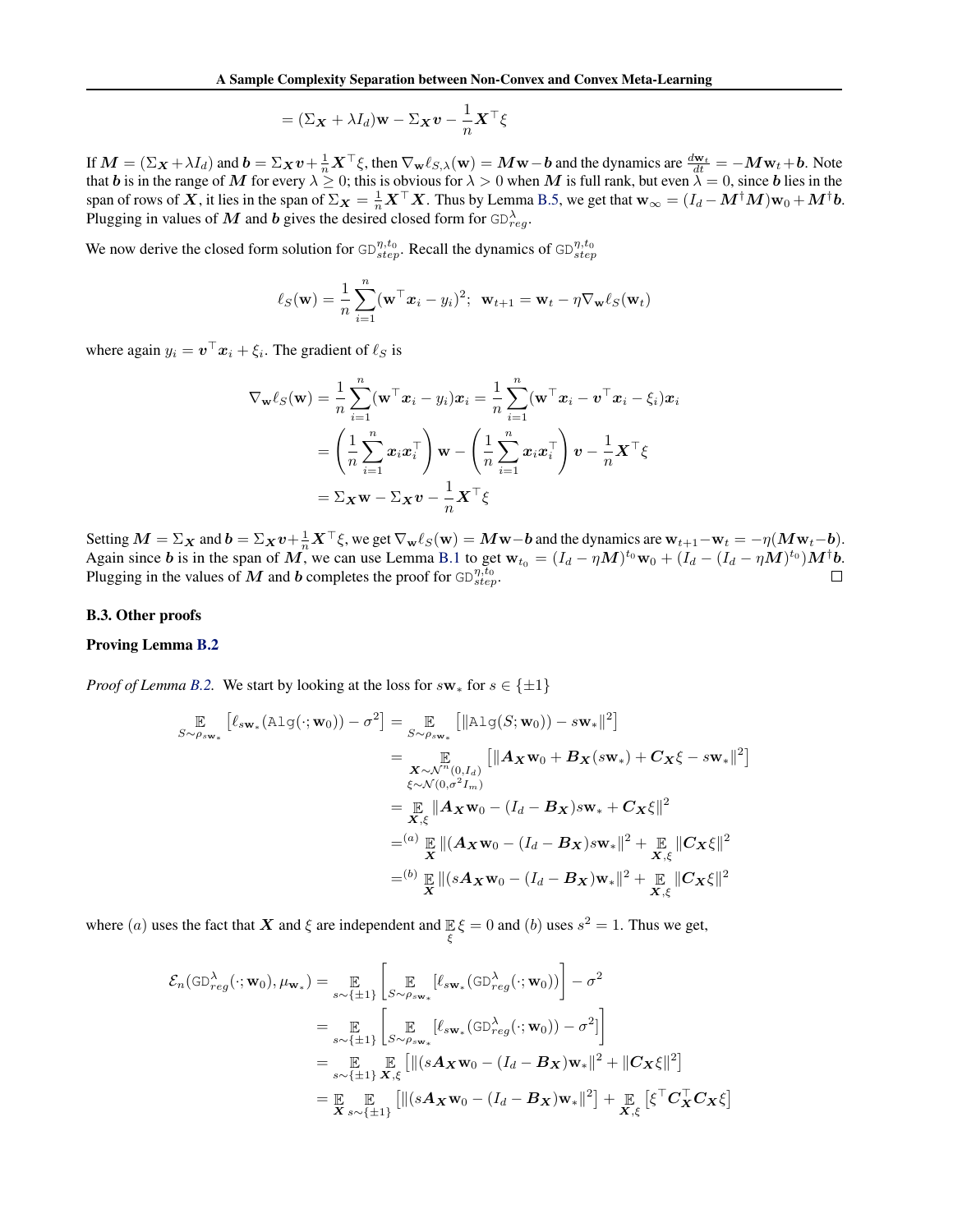$$= (\Sigma_{\boldsymbol{X}} + \lambda I_d)\mathbf{w} - \Sigma_{\boldsymbol{X}}\boldsymbol{v} - \frac{1}{n}\boldsymbol{X}^\top \xi$$

If $\boldsymbol{M} = (\Sigma_{\boldsymbol{X}} + \lambda I_d)$ and $\boldsymbol{b} = \Sigma_{\boldsymbol{X}}\boldsymbol{v} + \frac{1}{n}\boldsymbol{X}^\top \xi$, then $\nabla_{\mathbf{w}} \ell_{S,\lambda}(\mathbf{w}) = \boldsymbol{M}\mathbf{w} - \boldsymbol{b}$ and the dynamics are $\frac{d\mathbf{w}_t}{dt} = -\boldsymbol{M}\mathbf{w}_t + \boldsymbol{b}$. Note that $\boldsymbol{b}$ is in the range of $\boldsymbol{M}$ for every $\lambda \geq 0$; this is obvious for $\lambda > 0$ when $\boldsymbol{M}$ is full rank, but even $\lambda = 0$, since $\boldsymbol{b}$ lies in the span of rows of $\boldsymbol{X}$, it lies in the span of $\Sigma_{\boldsymbol{X}} = \frac{1}{n}\boldsymbol{X}^\top\boldsymbol{X}$. Thus by Lemma B.5, we get that $\mathbf{w}_\infty = (I_d - \boldsymbol{M}^\dagger \boldsymbol{M})\mathbf{w}_0 + \boldsymbol{M}^\dagger \boldsymbol{b}$. Plugging in values of $\boldsymbol{M}$ and $\boldsymbol{b}$ gives the desired closed form for $\texttt{GD}^{\lambda}_{reg}$.

We now derive the closed form solution for $\texttt{GD}^{\eta,t_0}_{step}$. Recall the dynamics of $\texttt{GD}^{\eta,t_0}_{step}$

$$\ell_S(\mathbf{w}) = \frac{1}{n}\sum_{i=1}^{n}(\mathbf{w}^\top \boldsymbol{x}_i - y_i)^2; \;\; \mathbf{w}_{t+1} = \mathbf{w}_t - \eta \nabla_{\mathbf{w}} \ell_S(\mathbf{w}_t)$$

where again $y_i = \boldsymbol{v}^\top \boldsymbol{x}_i + \xi_i$. The gradient of $\ell_S$ is

$$\begin{aligned}
\nabla_{\mathbf{w}} \ell_S(\mathbf{w}) &= \frac{1}{n}\sum_{i=1}^{n}(\mathbf{w}^\top \boldsymbol{x}_i - y_i)\boldsymbol{x}_i = \frac{1}{n}\sum_{i=1}^{n}(\mathbf{w}^\top \boldsymbol{x}_i - \boldsymbol{v}^\top \boldsymbol{x}_i - \xi_i)\boldsymbol{x}_i \\
&= \left(\frac{1}{n}\sum_{i=1}^{n}\boldsymbol{x}_i\boldsymbol{x}_i^\top\right)\mathbf{w} - \left(\frac{1}{n}\sum_{i=1}^{n}\boldsymbol{x}_i\boldsymbol{x}_i^\top\right)\boldsymbol{v} - \frac{1}{n}\boldsymbol{X}^\top\xi \\
&= \Sigma_{\boldsymbol{X}}\mathbf{w} - \Sigma_{\boldsymbol{X}}\boldsymbol{v} - \frac{1}{n}\boldsymbol{X}^\top\xi
\end{aligned}$$

Setting $\boldsymbol{M} = \Sigma_{\boldsymbol{X}}$ and $\boldsymbol{b} = \Sigma_{\boldsymbol{X}}\boldsymbol{v} + \frac{1}{n}\boldsymbol{X}^\top\xi$, we get $\nabla_{\mathbf{w}}\ell_S(\mathbf{w}) = \boldsymbol{M}\mathbf{w} - \boldsymbol{b}$ and the dynamics are $\mathbf{w}_{t+1} - \mathbf{w}_t = -\eta(\boldsymbol{M}\mathbf{w}_t - \boldsymbol{b})$. Again since $\boldsymbol{b}$ is in the span of $\boldsymbol{M}$, we can use Lemma B.1 to get $\mathbf{w}_{t_0} = (I_d - \eta\boldsymbol{M})^{t_0}\mathbf{w}_0 + (I_d - (I_d - \eta\boldsymbol{M})^{t_0})\boldsymbol{M}^\dagger\boldsymbol{b}$. Plugging in the values of $\boldsymbol{M}$ and $\boldsymbol{b}$ completes the proof for $\texttt{GD}^{\eta,t_0}_{step}$. ∎

### B.3. Other proofs

**Proving Lemma B.2**

*Proof of Lemma B.2.* We start by looking at the loss for $s\mathbf{w}_*$ for $s \in \{\pm 1\}$

$$\begin{aligned}
\mathop{\mathbb{E}}_{S\sim\rho_{s\mathbf{w}_*}}\left[\ell_{s\mathbf{w}_*}(\texttt{Alg}(\cdot;\mathbf{w}_0)) - \sigma^2\right] &= \mathop{\mathbb{E}}_{S\sim\rho_{s\mathbf{w}_*}}\left[\|\texttt{Alg}(S;\mathbf{w}_0)) - s\mathbf{w}_*\|^2\right] \\
&= \mathop{\mathbb{E}}_{\substack{\boldsymbol{X}\sim\mathcal{N}^n(0,I_d) \\ \xi\sim\mathcal{N}(0,\sigma^2 I_m)}}\left[\|\boldsymbol{A}_{\boldsymbol{X}}\mathbf{w}_0 + \boldsymbol{B}_{\boldsymbol{X}}(s\mathbf{w}_*) + \boldsymbol{C}_{\boldsymbol{X}}\xi - s\mathbf{w}_*\|^2\right] \\
&= \mathop{\mathbb{E}}_{\boldsymbol{X},\xi}\|\boldsymbol{A}_{\boldsymbol{X}}\mathbf{w}_0 - (I_d - \boldsymbol{B}_{\boldsymbol{X}})s\mathbf{w}_* + \boldsymbol{C}_{\boldsymbol{X}}\xi\|^2 \\
&=^{(a)} \mathop{\mathbb{E}}_{\boldsymbol{X}}\|(\boldsymbol{A}_{\boldsymbol{X}}\mathbf{w}_0 - (I_d - \boldsymbol{B}_{\boldsymbol{X}})s\mathbf{w}_*\|^2 + \mathop{\mathbb{E}}_{\boldsymbol{X},\xi}\|\boldsymbol{C}_{\boldsymbol{X}}\xi\|^2 \\
&=^{(b)} \mathop{\mathbb{E}}_{\boldsymbol{X}}\|(s\boldsymbol{A}_{\boldsymbol{X}}\mathbf{w}_0 - (I_d - \boldsymbol{B}_{\boldsymbol{X}})\mathbf{w}_*\|^2 + \mathop{\mathbb{E}}_{\boldsymbol{X},\xi}\|\boldsymbol{C}_{\boldsymbol{X}}\xi\|^2
\end{aligned}$$

where $(a)$ uses the fact that $\boldsymbol{X}$ and $\xi$ are independent and $\mathop{\mathbb{E}}_{\xi}\xi = 0$ and $(b)$ uses $s^2 = 1$. Thus we get,

$$\begin{aligned}
\mathcal{E}_n(\texttt{GD}^{\lambda}_{reg}(\cdot;\mathbf{w}_0), \mu_{\mathbf{w}_*}) &= \mathop{\mathbb{E}}_{s\sim\{\pm1\}}\left[\mathop{\mathbb{E}}_{S\sim\rho_{s\mathbf{w}_*}}\left[\ell_{s\mathbf{w}_*}(\texttt{GD}^{\lambda}_{reg}(\cdot;\mathbf{w}_0))\right]\right] - \sigma^2 \\
&= \mathop{\mathbb{E}}_{s\sim\{\pm1\}}\left[\mathop{\mathbb{E}}_{S\sim\rho_{s\mathbf{w}_*}}\left[\ell_{s\mathbf{w}_*}(\texttt{GD}^{\lambda}_{reg}(\cdot;\mathbf{w}_0)) - \sigma^2\right]\right] \\
&= \mathop{\mathbb{E}}_{s\sim\{\pm1\}}\mathop{\mathbb{E}}_{\boldsymbol{X},\xi}\left[\|(s\boldsymbol{A}_{\boldsymbol{X}}\mathbf{w}_0 - (I_d - \boldsymbol{B}_{\boldsymbol{X}})\mathbf{w}_*\|^2 + \|\boldsymbol{C}_{\boldsymbol{X}}\xi\|^2\right] \\
&= \mathop{\mathbb{E}}_{\boldsymbol{X}}\mathop{\mathbb{E}}_{s\sim\{\pm1\}}\left[\|(s\boldsymbol{A}_{\boldsymbol{X}}\mathbf{w}_0 - (I_d - \boldsymbol{B}_{\boldsymbol{X}})\mathbf{w}_*\|^2\right] + \mathop{\mathbb{E}}_{\boldsymbol{X},\xi}\left[\xi^\top\boldsymbol{C}_{\boldsymbol{X}}^\top\boldsymbol{C}_{\boldsymbol{X}}\xi\right]
\end{aligned}$$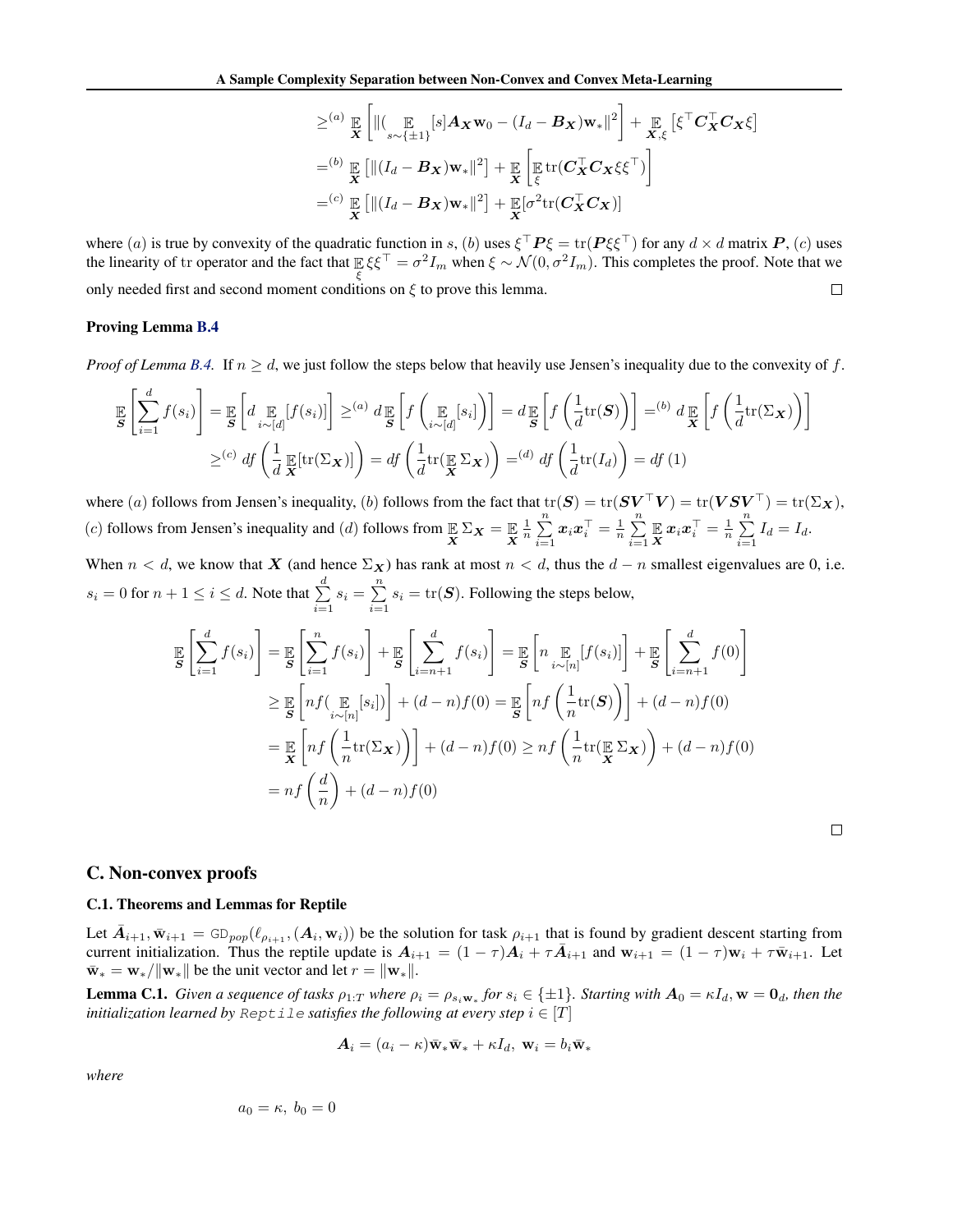$$
\begin{aligned}
&\geq^{(a)} \mathop{\mathbb{E}}_{\boldsymbol{X}}\left[\|(\mathop{\mathbb{E}}_{s\sim\{\pm 1\}}[s]\boldsymbol{A}_{\boldsymbol{X}}\mathbf{w}_0 - (I_d - \boldsymbol{B}_{\boldsymbol{X}})\mathbf{w}_*\|^2\right] + \mathop{\mathbb{E}}_{\boldsymbol{X},\xi}\left[\xi^\top \boldsymbol{C}_{\boldsymbol{X}}^\top \boldsymbol{C}_{\boldsymbol{X}}\xi\right] \\
&=^{(b)} \mathop{\mathbb{E}}_{\boldsymbol{X}}\left[\|(I_d - \boldsymbol{B}_{\boldsymbol{X}})\mathbf{w}_*\|^2\right] + \mathop{\mathbb{E}}_{\boldsymbol{X}}\left[\mathop{\mathbb{E}}_{\xi}\operatorname{tr}(\boldsymbol{C}_{\boldsymbol{X}}^\top \boldsymbol{C}_{\boldsymbol{X}}\xi\xi^\top)\right] \\
&=^{(c)} \mathop{\mathbb{E}}_{\boldsymbol{X}}\left[\|(I_d - \boldsymbol{B}_{\boldsymbol{X}})\mathbf{w}_*\|^2\right] + \mathop{\mathbb{E}}_{\boldsymbol{X}}[\sigma^2 \operatorname{tr}(\boldsymbol{C}_{\boldsymbol{X}}^\top \boldsymbol{C}_{\boldsymbol{X}})]
\end{aligned}
$$

where $(a)$ is true by convexity of the quadratic function in $s$, $(b)$ uses $\xi^\top \boldsymbol{P}\xi = \operatorname{tr}(\boldsymbol{P}\xi\xi^\top)$ for any $d \times d$ matrix $\boldsymbol{P}$, $(c)$ uses the linearity of tr operator and the fact that $\mathop{\mathbb{E}}_{\xi}\xi\xi^\top = \sigma^2 I_m$ when $\xi \sim \mathcal{N}(0, \sigma^2 I_m)$. This completes the proof. Note that we only needed first and second moment conditions on $\xi$ to prove this lemma. □

**Proving Lemma B.4**

*Proof of Lemma B.4.* If $n \geq d$, we just follow the steps below that heavily use Jensen's inequality due to the convexity of $f$.

$$
\begin{aligned}
\mathop{\mathbb{E}}_{\boldsymbol{S}}\left[\sum_{i=1}^{d} f(s_i)\right] &= \mathop{\mathbb{E}}_{\boldsymbol{S}}\left[d \mathop{\mathbb{E}}_{i\sim[d]}[f(s_i)]\right] \geq^{(a)} d\mathop{\mathbb{E}}_{\boldsymbol{S}}\left[f\left(\mathop{\mathbb{E}}_{i\sim[d]}[s_i]\right)\right] = d\mathop{\mathbb{E}}_{\boldsymbol{S}}\left[f\left(\frac{1}{d}\operatorname{tr}(\boldsymbol{S})\right)\right] =^{(b)} d\mathop{\mathbb{E}}_{\boldsymbol{X}}\left[f\left(\frac{1}{d}\operatorname{tr}(\Sigma_{\boldsymbol{X}})\right)\right] \\
&\geq^{(c)} df\left(\frac{1}{d}\mathop{\mathbb{E}}_{\boldsymbol{X}}[\operatorname{tr}(\Sigma_{\boldsymbol{X}})]\right) = df\left(\frac{1}{d}\operatorname{tr}(\mathop{\mathbb{E}}_{\boldsymbol{X}}\Sigma_{\boldsymbol{X}})\right) =^{(d)} df\left(\frac{1}{d}\operatorname{tr}(I_d)\right) = df\left(1\right)
\end{aligned}
$$

where $(a)$ follows from Jensen's inequality, $(b)$ follows from the fact that $\operatorname{tr}(\boldsymbol{S}) = \operatorname{tr}(\boldsymbol{S}\boldsymbol{V}^\top\boldsymbol{V}) = \operatorname{tr}(\boldsymbol{V}\boldsymbol{S}\boldsymbol{V}^\top) = \operatorname{tr}(\Sigma_{\boldsymbol{X}})$, $(c)$ follows from Jensen's inequality and $(d)$ follows from $\mathop{\mathbb{E}}_{\boldsymbol{X}}\Sigma_{\boldsymbol{X}} = \mathop{\mathbb{E}}_{\boldsymbol{X}}\frac{1}{n}\sum_{i=1}^{n}\boldsymbol{x}_i\boldsymbol{x}_i^\top = \frac{1}{n}\sum_{i=1}^{n}\mathop{\mathbb{E}}_{\boldsymbol{X}}\boldsymbol{x}_i\boldsymbol{x}_i^\top = \frac{1}{n}\sum_{i=1}^{n} I_d = I_d$.

When $n < d$, we know that $\boldsymbol{X}$ (and hence $\Sigma_{\boldsymbol{X}}$) has rank at most $n < d$, thus the $d - n$ smallest eigenvalues are 0, i.e. $s_i = 0$ for $n + 1 \leq i \leq d$. Note that $\sum_{i=1}^{d} s_i = \sum_{i=1}^{n} s_i = \operatorname{tr}(\boldsymbol{S})$. Following the steps below,

$$
\begin{aligned}
\mathop{\mathbb{E}}_{\boldsymbol{S}}\left[\sum_{i=1}^{d} f(s_i)\right] &= \mathop{\mathbb{E}}_{\boldsymbol{S}}\left[\sum_{i=1}^{n} f(s_i)\right] + \mathop{\mathbb{E}}_{\boldsymbol{S}}\left[\sum_{i=n+1}^{d} f(s_i)\right] = \mathop{\mathbb{E}}_{\boldsymbol{S}}\left[n \mathop{\mathbb{E}}_{i\sim[n]}[f(s_i)]\right] + \mathop{\mathbb{E}}_{\boldsymbol{S}}\left[\sum_{i=n+1}^{d} f(0)\right] \\
&\geq \mathop{\mathbb{E}}_{\boldsymbol{S}}\left[nf(\mathop{\mathbb{E}}_{i\sim[n]}[s_i])\right] + (d-n)f(0) = \mathop{\mathbb{E}}_{\boldsymbol{S}}\left[nf\left(\frac{1}{n}\operatorname{tr}(\boldsymbol{S})\right)\right] + (d-n)f(0) \\
&= \mathop{\mathbb{E}}_{\boldsymbol{X}}\left[nf\left(\frac{1}{n}\operatorname{tr}(\Sigma_{\boldsymbol{X}})\right)\right] + (d-n)f(0) \geq nf\left(\frac{1}{n}\operatorname{tr}(\mathop{\mathbb{E}}_{\boldsymbol{X}}\Sigma_{\boldsymbol{X}})\right) + (d-n)f(0) \\
&= nf\left(\frac{d}{n}\right) + (d-n)f(0)
\end{aligned}
$$

□

## C. Non-convex proofs

### C.1. Theorems and Lemmas for Reptile

Let $\bar{\boldsymbol{A}}_{i+1}, \bar{\mathbf{w}}_{i+1} = \mathtt{GD}_{pop}(\ell_{\rho_{i+1}}, (\boldsymbol{A}_i, \mathbf{w}_i))$ be the solution for task $\rho_{i+1}$ that is found by gradient descent starting from current initialization. Thus the reptile update is $\boldsymbol{A}_{i+1} = (1-\tau)\boldsymbol{A}_i + \tau\bar{\boldsymbol{A}}_{i+1}$ and $\mathbf{w}_{i+1} = (1-\tau)\mathbf{w}_i + \tau\bar{\mathbf{w}}_{i+1}$. Let $\bar{\mathbf{w}}_* = \mathbf{w}_*/\|\mathbf{w}_*\|$ be the unit vector and let $r = \|\mathbf{w}_*\|$.

**Lemma C.1.** *Given a sequence of tasks $\rho_{1:T}$ where $\rho_i = \rho_{s_i\mathbf{w}_*}$ for $s_i \in \{\pm 1\}$. Starting with $\boldsymbol{A}_0 = \kappa I_d, \mathbf{w} = \mathbf{0}_d$, then the initialization learned by* `Reptile` *satisfies the following at every step $i \in [T]$*

$$
\boldsymbol{A}_i = (a_i - \kappa)\bar{\mathbf{w}}_*\bar{\mathbf{w}}_* + \kappa I_d,\ \mathbf{w}_i = b_i\bar{\mathbf{w}}_*
$$

*where*

$$
a_0 = \kappa,\ b_0 = 0
$$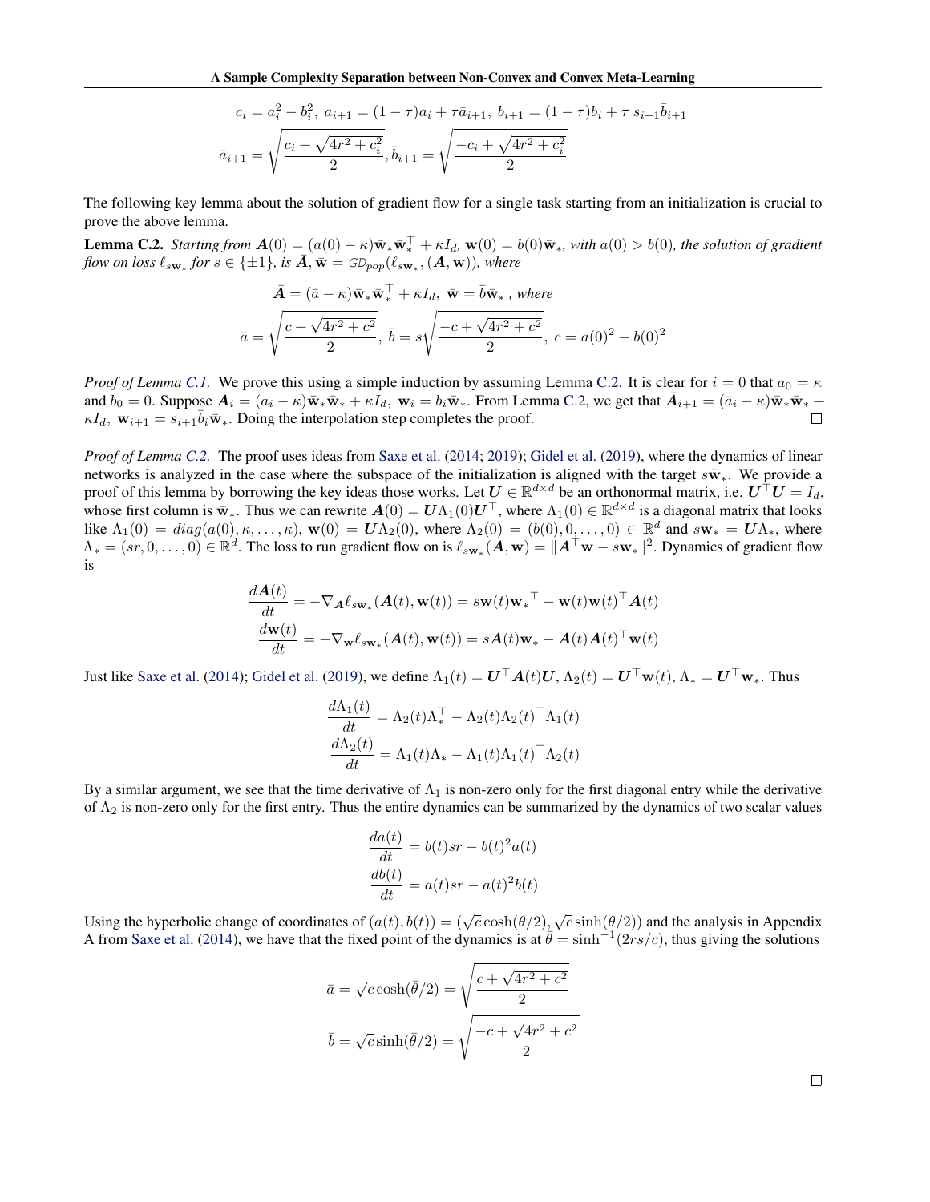$$c_i = a_i^2 - b_i^2,\ a_{i+1} = (1-\tau)a_i + \tau\bar{a}_{i+1},\ b_{i+1} = (1-\tau)b_i + \tau\ s_{i+1}\bar{b}_{i+1}$$

$$\bar{a}_{i+1} = \sqrt{\frac{c_i + \sqrt{4r^2 + c_i^2}}{2}}, \bar{b}_{i+1} = \sqrt{\frac{-c_i + \sqrt{4r^2 + c_i^2}}{2}}$$

The following key lemma about the solution of gradient flow for a single task starting from an initialization is crucial to prove the above lemma.

**Lemma C.2.** *Starting from $\boldsymbol{A}(0) = (a(0) - \kappa)\bar{\mathbf{w}}_*\bar{\mathbf{w}}_*^\top + \kappa I_d$, $\mathbf{w}(0) = b(0)\bar{\mathbf{w}}_*$, with $a(0) > b(0)$, the solution of gradient flow on loss $\ell_{s\mathbf{w}_*}$ for $s \in \{\pm 1\}$, is $\bar{\boldsymbol{A}}, \bar{\mathbf{w}} = GD_{pop}(\ell_{s\mathbf{w}_*}, (\boldsymbol{A}, \mathbf{w}))$, where*

$$\bar{\boldsymbol{A}} = (\bar{a} - \kappa)\bar{\mathbf{w}}_*\bar{\mathbf{w}}_*^\top + \kappa I_d,\ \bar{\mathbf{w}} = \bar{b}\bar{\mathbf{w}}_*\text{ , where}$$

$$\bar{a} = \sqrt{\frac{c + \sqrt{4r^2 + c^2}}{2}},\ \bar{b} = s\sqrt{\frac{-c + \sqrt{4r^2 + c^2}}{2}},\ c = a(0)^2 - b(0)^2$$

*Proof of Lemma C.1.* We prove this using a simple induction by assuming Lemma C.2. It is clear for $i = 0$ that $a_0 = \kappa$ and $b_0 = 0$. Suppose $\boldsymbol{A}_i = (a_i - \kappa)\bar{\mathbf{w}}_*\bar{\mathbf{w}}_* + \kappa I_d,\ \mathbf{w}_i = b_i\bar{\mathbf{w}}_*$. From Lemma C.2, we get that $\bar{\boldsymbol{A}}_{i+1} = (\bar{a}_i - \kappa)\bar{\mathbf{w}}_*\bar{\mathbf{w}}_* + \kappa I_d,\ \mathbf{w}_{i+1} = s_{i+1}\bar{b}_i\bar{\mathbf{w}}_*$. Doing the interpolation step completes the proof. □

*Proof of Lemma C.2.* The proof uses ideas from Saxe et al. (2014; 2019); Gidel et al. (2019), where the dynamics of linear networks is analyzed in the case where the subspace of the initialization is aligned with the target $s\bar{\mathbf{w}}_*$. We provide a proof of this lemma by borrowing the key ideas those works. Let $\boldsymbol{U} \in \mathbb{R}^{d\times d}$ be an orthonormal matrix, i.e. $\boldsymbol{U}^\top\boldsymbol{U} = I_d$, whose first column is $\bar{\mathbf{w}}_*$. Thus we can rewrite $\boldsymbol{A}(0) = \boldsymbol{U}\Lambda_1(0)\boldsymbol{U}^\top$, where $\Lambda_1(0) \in \mathbb{R}^{d\times d}$ is a diagonal matrix that looks like $\Lambda_1(0) = diag(a(0), \kappa, \ldots, \kappa)$, $\mathbf{w}(0) = \boldsymbol{U}\Lambda_2(0)$, where $\Lambda_2(0) = (b(0), 0, \ldots, 0) \in \mathbb{R}^d$ and $s\mathbf{w}_* = \boldsymbol{U}\Lambda_*$, where $\Lambda_* = (sr, 0, \ldots, 0) \in \mathbb{R}^d$. The loss to run gradient flow on is $\ell_{s\mathbf{w}_*}(\boldsymbol{A}, \mathbf{w}) = \|\boldsymbol{A}^\top\mathbf{w} - s\mathbf{w}_*\|^2$. Dynamics of gradient flow is

$$\frac{d\boldsymbol{A}(t)}{dt} = -\nabla_{\boldsymbol{A}}\ell_{s\mathbf{w}_*}(\boldsymbol{A}(t), \mathbf{w}(t)) = s\mathbf{w}(t){\mathbf{w}_*}^\top - \mathbf{w}(t)\mathbf{w}(t)^\top\boldsymbol{A}(t)$$
$$\frac{d\mathbf{w}(t)}{dt} = -\nabla_{\mathbf{w}}\ell_{s\mathbf{w}_*}(\boldsymbol{A}(t), \mathbf{w}(t)) = s\boldsymbol{A}(t)\mathbf{w}_* - \boldsymbol{A}(t)\boldsymbol{A}(t)^\top\mathbf{w}(t)$$

Just like Saxe et al. (2014); Gidel et al. (2019), we define $\Lambda_1(t) = \boldsymbol{U}^\top\boldsymbol{A}(t)\boldsymbol{U}$, $\Lambda_2(t) = \boldsymbol{U}^\top\mathbf{w}(t)$, $\Lambda_* = \boldsymbol{U}^\top\mathbf{w}_*$. Thus

$$\frac{d\Lambda_1(t)}{dt} = \Lambda_2(t)\Lambda_*^\top - \Lambda_2(t)\Lambda_2(t)^\top\Lambda_1(t)$$
$$\frac{d\Lambda_2(t)}{dt} = \Lambda_1(t)\Lambda_* - \Lambda_1(t)\Lambda_1(t)^\top\Lambda_2(t)$$

By a similar argument, we see that the time derivative of $\Lambda_1$ is non-zero only for the first diagonal entry while the derivative of $\Lambda_2$ is non-zero only for the first entry. Thus the entire dynamics can be summarized by the dynamics of two scalar values

$$\frac{da(t)}{dt} = b(t)sr - b(t)^2a(t)$$
$$\frac{db(t)}{dt} = a(t)sr - a(t)^2b(t)$$

Using the hyperbolic change of coordinates of $(a(t), b(t)) = (\sqrt{c}\cosh(\theta/2), \sqrt{c}\sinh(\theta/2))$ and the analysis in Appendix A from Saxe et al. (2014), we have that the fixed point of the dynamics is at $\bar{\theta} = \sinh^{-1}(2rs/c)$, thus giving the solutions

$$\bar{a} = \sqrt{c}\cosh(\bar{\theta}/2) = \sqrt{\frac{c + \sqrt{4r^2 + c^2}}{2}}$$
$$\bar{b} = \sqrt{c}\sinh(\bar{\theta}/2) = \sqrt{\frac{-c + \sqrt{4r^2 + c^2}}{2}}$$

□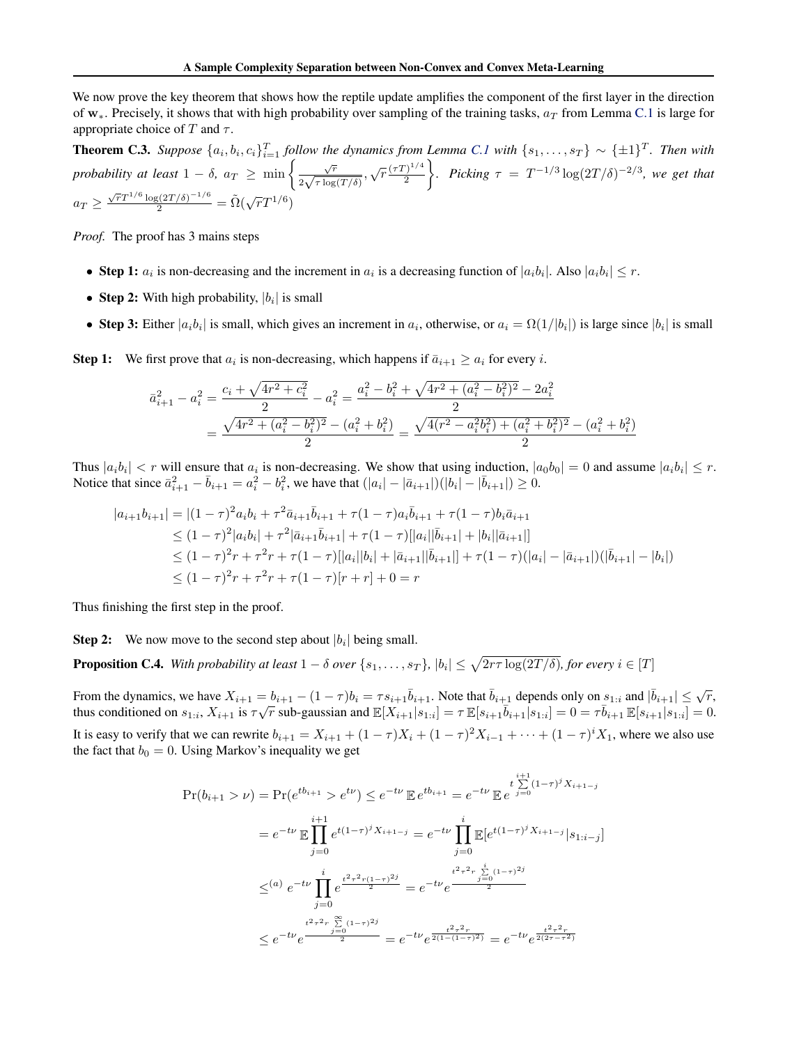We now prove the key theorem that shows how the reptile update amplifies the component of the first layer in the direction of $\mathbf{w}_*$. Precisely, it shows that with high probability over sampling of the training tasks, $a_T$ from Lemma C.1 is large for appropriate choice of $T$ and $\tau$.

**Theorem C.3.** *Suppose $\{a_i, b_i, c_i\}_{i=1}^T$ follow the dynamics from Lemma C.1 with $\{s_1, \dots, s_T\} \sim \{\pm 1\}^T$. Then with probability at least $1-\delta$, $a_T \geq \min\left\{\frac{\sqrt{r}}{2\sqrt{\tau \log(T/\delta)}}, \sqrt{r}\frac{(\tau T)^{1/4}}{2}\right\}$. Picking $\tau = T^{-1/3}\log(2T/\delta)^{-2/3}$, we get that $a_T \geq \frac{\sqrt{r}T^{1/6}\log(2T/\delta)^{-1/6}}{2} = \tilde{\Omega}(\sqrt{r}T^{1/6})$*

*Proof.* The proof has 3 mains steps

- **Step 1:** $a_i$ is non-decreasing and the increment in $a_i$ is a decreasing function of $|a_i b_i|$. Also $|a_i b_i| \leq r$.
- **Step 2:** With high probability, $|b_i|$ is small
- **Step 3:** Either $|a_i b_i|$ is small, which gives an increment in $a_i$, otherwise, or $a_i = \Omega(1/|b_i|)$ is large since $|b_i|$ is small

**Step 1:** We first prove that $a_i$ is non-decreasing, which happens if $\bar{a}_{i+1} \geq a_i$ for every $i$.

$$\bar{a}_{i+1}^2 - a_i^2 = \frac{c_i + \sqrt{4r^2 + c_i^2}}{2} - a_i^2 = \frac{a_i^2 - b_i^2 + \sqrt{4r^2 + (a_i^2 - b_i^2)^2} - 2a_i^2}{2}$$
$$= \frac{\sqrt{4r^2 + (a_i^2 - b_i^2)^2} - (a_i^2 + b_i^2)}{2} = \frac{\sqrt{4(r^2 - a_i^2 b_i^2) + (a_i^2 + b_i^2)^2} - (a_i^2 + b_i^2)}{2}$$

Thus $|a_i b_i| < r$ will ensure that $a_i$ is non-decreasing. We show that using induction, $|a_0 b_0| = 0$ and assume $|a_i b_i| \leq r$. Notice that since $\bar{a}_{i+1}^2 - \bar{b}_{i+1} = a_i^2 - b_i^2$, we have that $(|a_i| - |\bar{a}_{i+1}|)(|b_i| - |\bar{b}_{i+1}|) \geq 0$.

$$\begin{aligned}
|a_{i+1} b_{i+1}| &= |(1-\tau)^2 a_i b_i + \tau^2 \bar{a}_{i+1}\bar{b}_{i+1} + \tau(1-\tau)a_i \bar{b}_{i+1} + \tau(1-\tau) b_i \bar{a}_{i+1}| \\
&\leq (1-\tau)^2 |a_i b_i| + \tau^2 |\bar{a}_{i+1}\bar{b}_{i+1}| + \tau(1-\tau)[|a_i||\bar{b}_{i+1}| + |b_i||\bar{a}_{i+1}|] \\
&\leq (1-\tau)^2 r + \tau^2 r + \tau(1-\tau)[|a_i||b_i| + |\bar{a}_{i+1}||\bar{b}_{i+1}|] + \tau(1-\tau)(|a_i| - |\bar{a}_{i+1}|)(|\bar{b}_{i+1}| - |b_i|) \\
&\leq (1-\tau)^2 r + \tau^2 r + \tau(1-\tau)[r + r] + 0 = r
\end{aligned}$$

Thus finishing the first step in the proof.

**Step 2:** We now move to the second step about $|b_i|$ being small.

**Proposition C.4.** *With probability at least $1-\delta$ over $\{s_1, \dots, s_T\}$, $|b_i| \leq \sqrt{2r\tau \log(2T/\delta)}$, for every $i \in [T]$*

From the dynamics, we have $X_{i+1} = b_{i+1} - (1-\tau)b_i = \tau s_{i+1}\bar{b}_{i+1}$. Note that $\bar{b}_{i+1}$ depends only on $s_{1:i}$ and $|\bar{b}_{i+1}| \leq \sqrt{r}$, thus conditioned on $s_{1:i}$, $X_{i+1}$ is $\tau\sqrt{r}$ sub-gaussian and $\mathbb{E}[X_{i+1}|s_{1:i}] = \tau\,\mathbb{E}[s_{i+1}\bar{b}_{i+1}|s_{1:i}] = 0 = \tau\bar{b}_{i+1}\,\mathbb{E}[s_{i+1}|s_{1:i}] = 0$.

It is easy to verify that we can rewrite $b_{i+1} = X_{i+1} + (1-\tau)X_i + (1-\tau)^2 X_{i-1} + \dots + (1-\tau)^i X_1$, where we also use the fact that $b_0 = 0$. Using Markov's inequality we get

$$\begin{aligned}
\Pr(b_{i+1} > \nu) &= \Pr(e^{tb_{i+1}} > e^{t\nu}) \leq e^{-t\nu}\,\mathbb{E}\,e^{tb_{i+1}} = e^{-t\nu}\,\mathbb{E}\,e^{t\sum_{j=0}^{i+1}(1-\tau)^j X_{i+1-j}} \\
&= e^{-t\nu}\,\mathbb{E}\prod_{j=0}^{i+1} e^{t(1-\tau)^j X_{i+1-j}} = e^{-t\nu}\prod_{j=0}^{i}\mathbb{E}[e^{t(1-\tau)^j X_{i+1-j}}|s_{1:i-j}] \\
&\leq^{(a)} e^{-t\nu}\prod_{j=0}^{i} e^{\frac{t^2\tau^2 r(1-\tau)^{2j}}{2}} = e^{-t\nu}e^{\frac{t^2\tau^2 r\sum_{j=0}^{i}(1-\tau)^{2j}}{2}} \\
&\leq e^{-t\nu}e^{\frac{t^2\tau^2 r\sum_{j=0}^{\infty}(1-\tau)^{2j}}{2}} = e^{-t\nu}e^{\frac{t^2\tau^2 r}{2(1-(1-\tau)^2)}} = e^{-t\nu}e^{\frac{t^2\tau^2 r}{2(2\tau-\tau^2)}}
\end{aligned}$$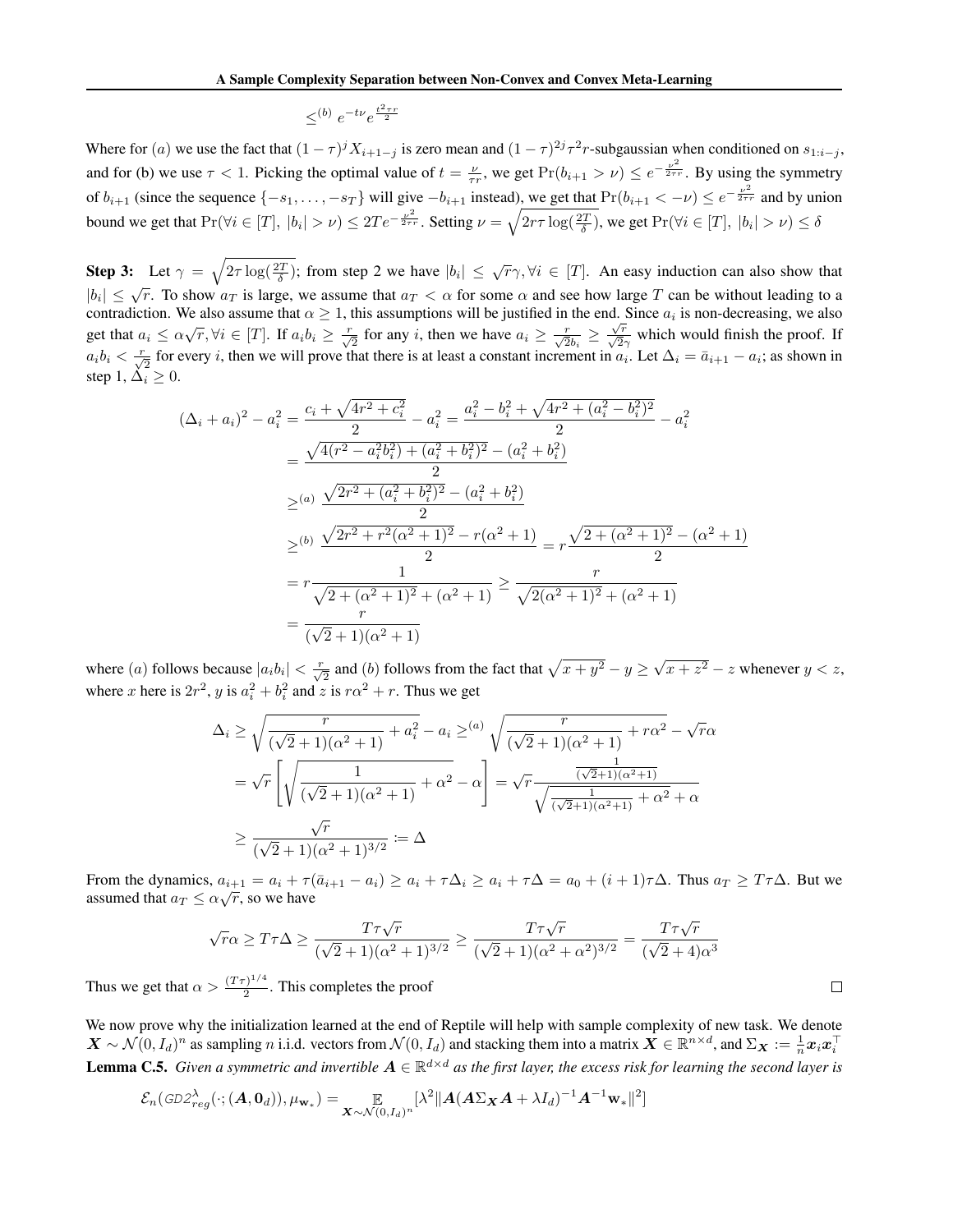$$\leq^{(b)} e^{-t\nu} e^{\frac{t^2 \tau r}{2}}$$

Where for $(a)$ we use the fact that $(1-\tau)^j X_{i+1-j}$ is zero mean and $(1-\tau)^{2j}\tau^2 r$-subgaussian when conditioned on $s_{1:i-j}$, and for (b) we use $\tau < 1$. Picking the optimal value of $t = \frac{\nu}{\tau r}$, we get $\Pr(b_{i+1} > \nu) \leq e^{-\frac{\nu^2}{2\tau r}}$. By using the symmetry of $b_{i+1}$ (since the sequence $\{-s_1, \ldots, -s_T\}$ will give $-b_{i+1}$ instead), we get that $\Pr(b_{i+1} < -\nu) \leq e^{-\frac{\nu^2}{2\tau r}}$ and by union bound we get that $\Pr(\forall i \in [T],\ |b_i| > \nu) \leq 2Te^{-\frac{\nu^2}{2\tau r}}$. Setting $\nu = \sqrt{2r\tau \log(\frac{2T}{\delta})}$, we get $\Pr(\forall i \in [T],\ |b_i| > \nu) \leq \delta$

**Step 3:** Let $\gamma = \sqrt{2\tau \log(\frac{2T}{\delta})}$; from step 2 we have $|b_i| \leq \sqrt{r}\gamma, \forall i \in [T]$. An easy induction can also show that $|b_i| \leq \sqrt{r}$. To show $a_T$ is large, we assume that $a_T < \alpha$ for some $\alpha$ and see how large $T$ can be without leading to a contradiction. We also assume that $\alpha \geq 1$, this assumptions will be justified in the end. Since $a_i$ is non-decreasing, we also get that $a_i \leq \alpha\sqrt{r}, \forall i \in [T]$. If $a_i b_i \geq \frac{r}{\sqrt{2}}$ for any $i$, then we have $a_i \geq \frac{r}{\sqrt{2}b_i} \geq \frac{\sqrt{r}}{\sqrt{2}\gamma}$ which would finish the proof. If $a_i b_i < \frac{r}{\sqrt{2}}$ for every $i$, then we will prove that there is at least a constant increment in $a_i$. Let $\Delta_i = \bar{a}_{i+1} - a_i$; as shown in step 1, $\Delta_i \geq 0$.

$$\begin{aligned}
(\Delta_i + a_i)^2 - a_i^2 &= \frac{c_i + \sqrt{4r^2 + c_i^2}}{2} - a_i^2 = \frac{a_i^2 - b_i^2 + \sqrt{4r^2 + (a_i^2 - b_i^2)^2}}{2} - a_i^2 \\
&= \frac{\sqrt{4(r^2 - a_i^2 b_i^2) + (a_i^2 + b_i^2)^2} - (a_i^2 + b_i^2)}{2} \\
&\geq^{(a)} \frac{\sqrt{2r^2 + (a_i^2 + b_i^2)^2} - (a_i^2 + b_i^2)}{2} \\
&\geq^{(b)} \frac{\sqrt{2r^2 + r^2(\alpha^2 + 1)^2} - r(\alpha^2 + 1)}{2} = r\frac{\sqrt{2 + (\alpha^2 + 1)^2} - (\alpha^2 + 1)}{2} \\
&= r\frac{1}{\sqrt{2 + (\alpha^2 + 1)^2} + (\alpha^2 + 1)} \geq \frac{r}{\sqrt{2(\alpha^2 + 1)^2} + (\alpha^2 + 1)} \\
&= \frac{r}{(\sqrt{2} + 1)(\alpha^2 + 1)}
\end{aligned}$$

where $(a)$ follows because $|a_i b_i| < \frac{r}{\sqrt{2}}$ and $(b)$ follows from the fact that $\sqrt{x + y^2} - y \geq \sqrt{x + z^2} - z$ whenever $y < z$, where $x$ here is $2r^2$, $y$ is $a_i^2 + b_i^2$ and $z$ is $r\alpha^2 + r$. Thus we get

$$\begin{aligned}
\Delta_i &\geq \sqrt{\frac{r}{(\sqrt{2} + 1)(\alpha^2 + 1)} + a_i^2} - a_i \geq^{(a)} \sqrt{\frac{r}{(\sqrt{2} + 1)(\alpha^2 + 1)} + r\alpha^2} - \sqrt{r}\alpha \\
&= \sqrt{r}\left[\sqrt{\frac{1}{(\sqrt{2} + 1)(\alpha^2 + 1)} + \alpha^2} - \alpha\right] = \sqrt{r}\frac{\frac{1}{(\sqrt{2}+1)(\alpha^2+1)}}{\sqrt{\frac{1}{(\sqrt{2}+1)(\alpha^2+1)} + \alpha^2} + \alpha} \\
&\geq \frac{\sqrt{r}}{(\sqrt{2} + 1)(\alpha^2 + 1)^{3/2}} := \Delta
\end{aligned}$$

From the dynamics, $a_{i+1} = a_i + \tau(\bar{a}_{i+1} - a_i) \geq a_i + \tau\Delta_i \geq a_i + \tau\Delta = a_0 + (i+1)\tau\Delta$. Thus $a_T \geq T\tau\Delta$. But we assumed that $a_T \leq \alpha\sqrt{r}$, so we have

$$\sqrt{r}\alpha \geq T\tau\Delta \geq \frac{T\tau\sqrt{r}}{(\sqrt{2} + 1)(\alpha^2 + 1)^{3/2}} \geq \frac{T\tau\sqrt{r}}{(\sqrt{2} + 1)(\alpha^2 + \alpha^2)^{3/2}} = \frac{T\tau\sqrt{r}}{(\sqrt{2} + 4)\alpha^3}$$

Thus we get that $\alpha > \frac{(T\tau)^{1/4}}{2}$. This completes the proof $\square$

We now prove why the initialization learned at the end of Reptile will help with sample complexity of new task. We denote $\boldsymbol{X} \sim \mathcal{N}(0, I_d)^n$ as sampling $n$ i.i.d. vectors from $\mathcal{N}(0, I_d)$ and stacking them into a matrix $\boldsymbol{X} \in \mathbb{R}^{n \times d}$, and $\Sigma_{\boldsymbol{X}} := \frac{1}{n}\boldsymbol{x}_i\boldsymbol{x}_i^\top$

**Lemma C.5.** *Given a symmetric and invertible $\boldsymbol{A} \in \mathbb{R}^{d \times d}$ as the first layer, the excess risk for learning the second layer is*

$$\mathcal{E}_n(\text{GD2}^\lambda_{reg}(\cdot; (\boldsymbol{A}, \mathbf{0}_d)), \mu_{\mathbf{w}_*}) = \mathop{\mathbb{E}}_{\boldsymbol{X} \sim \mathcal{N}(0, I_d)^n}[\lambda^2 \|\boldsymbol{A}(\boldsymbol{A}\Sigma_{\boldsymbol{X}}\boldsymbol{A} + \lambda I_d)^{-1}\boldsymbol{A}^{-1}\mathbf{w}_*\|^2]$$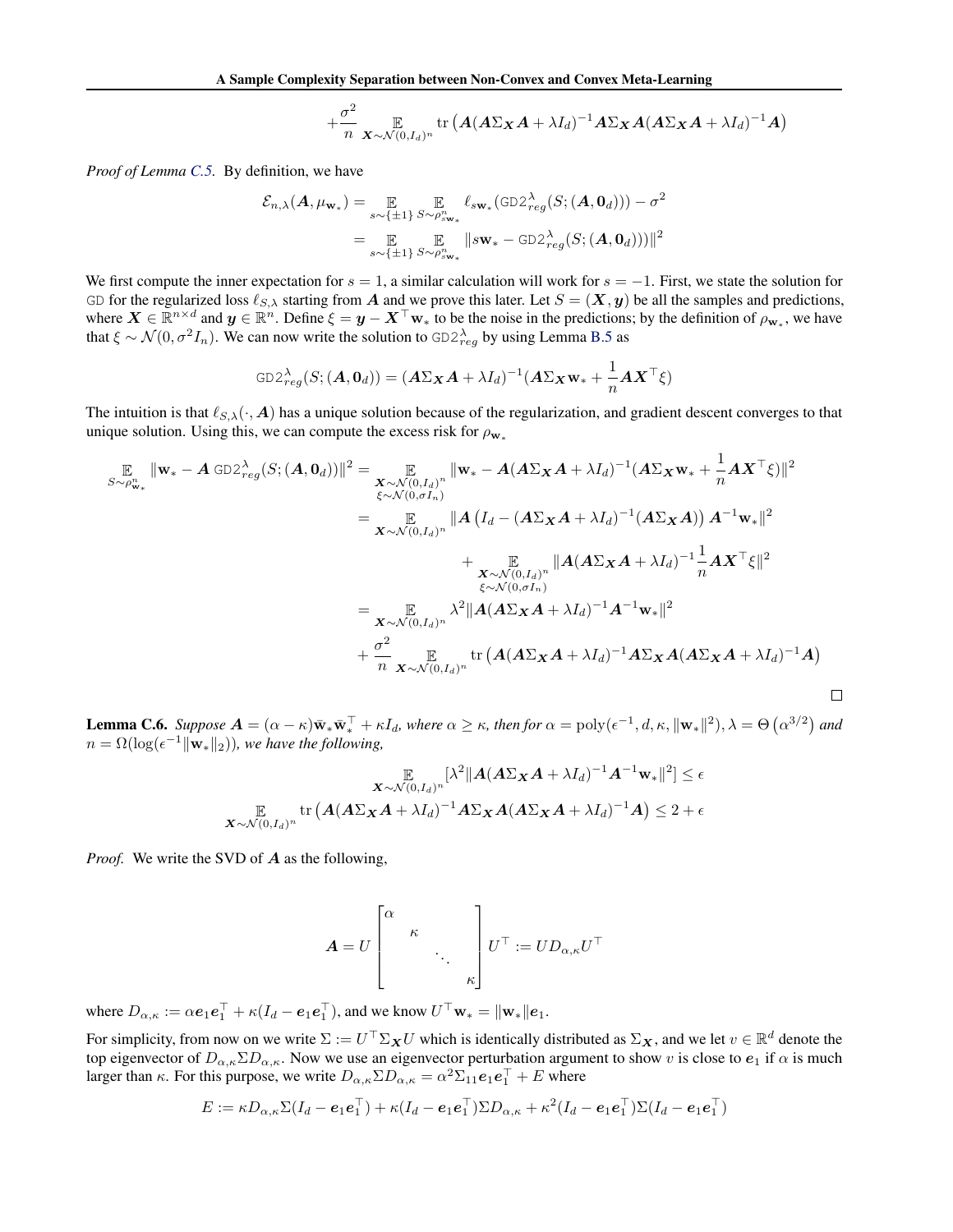$$+\frac{\sigma^2}{n} \mathop{\mathbb{E}}_{\boldsymbol{X}\sim\mathcal{N}(0,I_d)^n} \operatorname{tr}\left(\boldsymbol{A}(\boldsymbol{A}\Sigma_{\boldsymbol{X}}\boldsymbol{A}+\lambda I_d)^{-1}\boldsymbol{A}\Sigma_{\boldsymbol{X}}\boldsymbol{A}(\boldsymbol{A}\Sigma_{\boldsymbol{X}}\boldsymbol{A}+\lambda I_d)^{-1}\boldsymbol{A}\right)$$

*Proof of Lemma C.5.* By definition, we have

$$\begin{aligned}
\mathcal{E}_{n,\lambda}(\boldsymbol{A},\mu_{\mathbf{w}_*}) &= \mathop{\mathbb{E}}_{s\sim\{\pm1\}} \mathop{\mathbb{E}}_{S\sim\rho^n_{s\mathbf{w}_*}} \ell_{s\mathbf{w}_*}(\mathtt{GD2}^\lambda_{reg}(S;(\boldsymbol{A},\mathbf{0}_d))) - \sigma^2 \\
&= \mathop{\mathbb{E}}_{s\sim\{\pm1\}} \mathop{\mathbb{E}}_{S\sim\rho^n_{s\mathbf{w}_*}} \|s\mathbf{w}_* - \mathtt{GD2}^\lambda_{reg}(S;(\boldsymbol{A},\mathbf{0}_d)))\|^2
\end{aligned}$$

We first compute the inner expectation for $s=1$, a similar calculation will work for $s=-1$. First, we state the solution for GD for the regularized loss $\ell_{S,\lambda}$ starting from $\boldsymbol{A}$ and we prove this later. Let $S=(\boldsymbol{X},\boldsymbol{y})$ be all the samples and predictions, where $\boldsymbol{X}\in\mathbb{R}^{n\times d}$ and $\boldsymbol{y}\in\mathbb{R}^n$. Define $\xi=\boldsymbol{y}-\boldsymbol{X}^\top\mathbf{w}_*$ to be the noise in the predictions; by the definition of $\rho_{\mathbf{w}_*}$, we have that $\xi\sim\mathcal{N}(0,\sigma^2 I_n)$. We can now write the solution to $\mathtt{GD2}^\lambda_{reg}$ by using Lemma B.5 as

$$\mathtt{GD2}^\lambda_{reg}(S;(\boldsymbol{A},\mathbf{0}_d)) = (\boldsymbol{A}\Sigma_{\boldsymbol{X}}\boldsymbol{A}+\lambda I_d)^{-1}(\boldsymbol{A}\Sigma_{\boldsymbol{X}}\mathbf{w}_* + \frac{1}{n}\boldsymbol{A}\boldsymbol{X}^\top\xi)$$

The intuition is that $\ell_{S,\lambda}(\cdot,\boldsymbol{A})$ has a unique solution because of the regularization, and gradient descent converges to that unique solution. Using this, we can compute the excess risk for $\rho_{\mathbf{w}_*}$

$$\begin{aligned}
\mathop{\mathbb{E}}_{S\sim\rho^n_{\mathbf{w}_*}} \|\mathbf{w}_* - \boldsymbol{A}\,\mathtt{GD2}^\lambda_{reg}(S;(\boldsymbol{A},\mathbf{0}_d))\|^2 &= \mathop{\mathbb{E}}_{\substack{\boldsymbol{X}\sim\mathcal{N}(0,I_d)^n\\ \xi\sim\mathcal{N}(0,\sigma I_n)}} \|\mathbf{w}_* - \boldsymbol{A}(\boldsymbol{A}\Sigma_{\boldsymbol{X}}\boldsymbol{A}+\lambda I_d)^{-1}(\boldsymbol{A}\Sigma_{\boldsymbol{X}}\mathbf{w}_* + \frac{1}{n}\boldsymbol{A}\boldsymbol{X}^\top\xi)\|^2 \\
&= \mathop{\mathbb{E}}_{\boldsymbol{X}\sim\mathcal{N}(0,I_d)^n} \|\boldsymbol{A}\left(I_d - (\boldsymbol{A}\Sigma_{\boldsymbol{X}}\boldsymbol{A}+\lambda I_d)^{-1}(\boldsymbol{A}\Sigma_{\boldsymbol{X}}\boldsymbol{A})\right)\boldsymbol{A}^{-1}\mathbf{w}_*\|^2 \\
&\quad + \mathop{\mathbb{E}}_{\substack{\boldsymbol{X}\sim\mathcal{N}(0,I_d)^n\\ \xi\sim\mathcal{N}(0,\sigma I_n)}} \|\boldsymbol{A}(\boldsymbol{A}\Sigma_{\boldsymbol{X}}\boldsymbol{A}+\lambda I_d)^{-1}\frac{1}{n}\boldsymbol{A}\boldsymbol{X}^\top\xi\|^2 \\
&= \mathop{\mathbb{E}}_{\boldsymbol{X}\sim\mathcal{N}(0,I_d)^n} \lambda^2\|\boldsymbol{A}(\boldsymbol{A}\Sigma_{\boldsymbol{X}}\boldsymbol{A}+\lambda I_d)^{-1}\boldsymbol{A}^{-1}\mathbf{w}_*\|^2 \\
&\quad + \frac{\sigma^2}{n} \mathop{\mathbb{E}}_{\boldsymbol{X}\sim\mathcal{N}(0,I_d)^n} \operatorname{tr}\left(\boldsymbol{A}(\boldsymbol{A}\Sigma_{\boldsymbol{X}}\boldsymbol{A}+\lambda I_d)^{-1}\boldsymbol{A}\Sigma_{\boldsymbol{X}}\boldsymbol{A}(\boldsymbol{A}\Sigma_{\boldsymbol{X}}\boldsymbol{A}+\lambda I_d)^{-1}\boldsymbol{A}\right)
\end{aligned}$$

$\square$

**Lemma C.6.** *Suppose $\boldsymbol{A}=(\alpha-\kappa)\bar{\mathbf{w}}_*\bar{\mathbf{w}}_*^\top+\kappa I_d$, where $\alpha\geq\kappa$, then for $\alpha=\mathrm{poly}(\epsilon^{-1},d,\kappa,\|\mathbf{w}_*\|^2)$, $\lambda=\Theta\left(\alpha^{3/2}\right)$ and $n=\Omega(\log(\epsilon^{-1}\|\mathbf{w}_*\|_2))$, we have the following,*

$$\mathop{\mathbb{E}}_{\boldsymbol{X}\sim\mathcal{N}(0,I_d)^n}[\lambda^2\|\boldsymbol{A}(\boldsymbol{A}\Sigma_{\boldsymbol{X}}\boldsymbol{A}+\lambda I_d)^{-1}\boldsymbol{A}^{-1}\mathbf{w}_*\|^2]\leq\epsilon$$

$$\mathop{\mathbb{E}}_{\boldsymbol{X}\sim\mathcal{N}(0,I_d)^n} \operatorname{tr}\left(\boldsymbol{A}(\boldsymbol{A}\Sigma_{\boldsymbol{X}}\boldsymbol{A}+\lambda I_d)^{-1}\boldsymbol{A}\Sigma_{\boldsymbol{X}}\boldsymbol{A}(\boldsymbol{A}\Sigma_{\boldsymbol{X}}\boldsymbol{A}+\lambda I_d)^{-1}\boldsymbol{A}\right)\leq 2+\epsilon$$

*Proof.* We write the SVD of $\boldsymbol{A}$ as the following,

$$\boldsymbol{A} = U\begin{bmatrix}\alpha & & & \\ & \kappa & & \\ & & \ddots & \\ & & & \kappa\end{bmatrix}U^\top := UD_{\alpha,\kappa}U^\top$$

where $D_{\alpha,\kappa}:=\alpha\boldsymbol{e}_1\boldsymbol{e}_1^\top+\kappa(I_d-\boldsymbol{e}_1\boldsymbol{e}_1^\top)$, and we know $U^\top\mathbf{w}_*=\|\mathbf{w}_*\|\boldsymbol{e}_1$.

For simplicity, from now on we write $\Sigma:=U^\top\Sigma_{\boldsymbol{X}}U$ which is identically distributed as $\Sigma_{\boldsymbol{X}}$, and we let $v\in\mathbb{R}^d$ denote the top eigenvector of $D_{\alpha,\kappa}\Sigma D_{\alpha,\kappa}$. Now we use an eigenvector perturbation argument to show $v$ is close to $\boldsymbol{e}_1$ if $\alpha$ is much larger than $\kappa$. For this purpose, we write $D_{\alpha,\kappa}\Sigma D_{\alpha,\kappa}=\alpha^2\Sigma_{11}\boldsymbol{e}_1\boldsymbol{e}_1^\top+E$ where

$$E:=\kappa D_{\alpha,\kappa}\Sigma(I_d-\boldsymbol{e}_1\boldsymbol{e}_1^\top)+\kappa(I_d-\boldsymbol{e}_1\boldsymbol{e}_1^\top)\Sigma D_{\alpha,\kappa}+\kappa^2(I_d-\boldsymbol{e}_1\boldsymbol{e}_1^\top)\Sigma(I_d-\boldsymbol{e}_1\boldsymbol{e}_1^\top)$$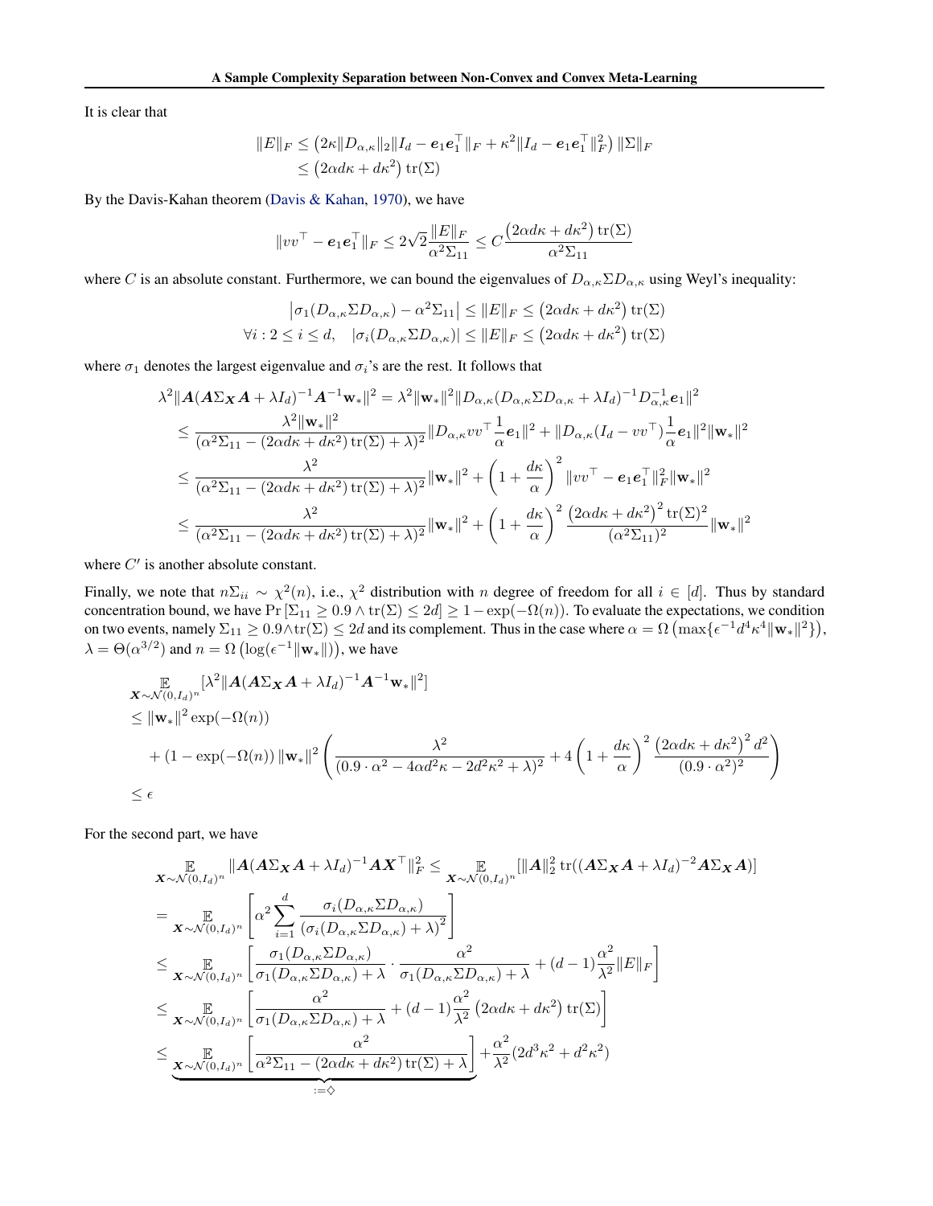It is clear that

$$
\begin{aligned}
\|E\|_F &\leq \left(2\kappa \|D_{\alpha,\kappa}\|_2 \|I_d - \boldsymbol{e}_1\boldsymbol{e}_1^\top\|_F + \kappa^2 \|I_d - \boldsymbol{e}_1\boldsymbol{e}_1^\top\|_F^2\right)\|\Sigma\|_F \\
&\leq \left(2\alpha d\kappa + d\kappa^2\right)\operatorname{tr}(\Sigma)
\end{aligned}
$$

By the Davis-Kahan theorem (Davis & Kahan, 1970), we have

$$
\|vv^\top - \boldsymbol{e}_1\boldsymbol{e}_1^\top\|_F \leq 2\sqrt{2}\frac{\|E\|_F}{\alpha^2\Sigma_{11}} \leq C\frac{\left(2\alpha d\kappa + d\kappa^2\right)\operatorname{tr}(\Sigma)}{\alpha^2\Sigma_{11}}
$$

where $C$ is an absolute constant. Furthermore, we can bound the eigenvalues of $D_{\alpha,\kappa}\Sigma D_{\alpha,\kappa}$ using Weyl's inequality:

$$
\begin{aligned}
\left|\sigma_1(D_{\alpha,\kappa}\Sigma D_{\alpha,\kappa}) - \alpha^2\Sigma_{11}\right| &\leq \|E\|_F \leq \left(2\alpha d\kappa + d\kappa^2\right)\operatorname{tr}(\Sigma) \\
\forall i: 2 \leq i \leq d, \quad \left|\sigma_i(D_{\alpha,\kappa}\Sigma D_{\alpha,\kappa})\right| &\leq \|E\|_F \leq \left(2\alpha d\kappa + d\kappa^2\right)\operatorname{tr}(\Sigma)
\end{aligned}
$$

where $\sigma_1$ denotes the largest eigenvalue and $\sigma_i$'s are the rest. It follows that

$$
\begin{aligned}
\lambda^2\|\boldsymbol{A}(\boldsymbol{A}\Sigma_{\boldsymbol{X}}\boldsymbol{A} + \lambda I_d)^{-1}\boldsymbol{A}^{-1}\mathbf{w}_*\|^2 &= \lambda^2\|\mathbf{w}_*\|^2\|D_{\alpha,\kappa}(D_{\alpha,\kappa}\Sigma D_{\alpha,\kappa} + \lambda I_d)^{-1}D_{\alpha,\kappa}^{-1}\boldsymbol{e}_1\|^2 \\
&\leq \frac{\lambda^2\|\mathbf{w}_*\|^2}{(\alpha^2\Sigma_{11} - (2\alpha d\kappa + d\kappa^2)\operatorname{tr}(\Sigma) + \lambda)^2}\|D_{\alpha,\kappa}vv^\top\frac{1}{\alpha}\boldsymbol{e}_1\|^2 + \|D_{\alpha,\kappa}(I_d - vv^\top)\frac{1}{\alpha}\boldsymbol{e}_1\|^2\|\mathbf{w}_*\|^2 \\
&\leq \frac{\lambda^2}{(\alpha^2\Sigma_{11} - (2\alpha d\kappa + d\kappa^2)\operatorname{tr}(\Sigma) + \lambda)^2}\|\mathbf{w}_*\|^2 + \left(1 + \frac{d\kappa}{\alpha}\right)^2\|vv^\top - \boldsymbol{e}_1\boldsymbol{e}_1^\top\|_F^2\|\mathbf{w}_*\|^2 \\
&\leq \frac{\lambda^2}{(\alpha^2\Sigma_{11} - (2\alpha d\kappa + d\kappa^2)\operatorname{tr}(\Sigma) + \lambda)^2}\|\mathbf{w}_*\|^2 + \left(1 + \frac{d\kappa}{\alpha}\right)^2\frac{\left(2\alpha d\kappa + d\kappa^2\right)^2\operatorname{tr}(\Sigma)^2}{(\alpha^2\Sigma_{11})^2}\|\mathbf{w}_*\|^2
\end{aligned}
$$

where $C'$ is another absolute constant.

Finally, we note that $n\Sigma_{ii} \sim \chi^2(n)$, i.e., $\chi^2$ distribution with $n$ degree of freedom for all $i \in [d]$. Thus by standard concentration bound, we have $\Pr\left[\Sigma_{11} \geq 0.9 \wedge \operatorname{tr}(\Sigma) \leq 2d\right] \geq 1 - \exp(-\Omega(n))$. To evaluate the expectations, we condition on two events, namely $\Sigma_{11} \geq 0.9 \wedge \operatorname{tr}(\Sigma) \leq 2d$ and its complement. Thus in the case where $\alpha = \Omega\left(\max\{\epsilon^{-1}d^4\kappa^4\|\mathbf{w}_*\|^2\}\right)$, $\lambda = \Theta(\alpha^{3/2})$ and $n = \Omega\left(\log(\epsilon^{-1}\|\mathbf{w}_*\|)\right)$, we have

$$
\begin{aligned}
&\mathop{\mathbb{E}}_{\boldsymbol{X}\sim\mathcal{N}(0,I_d)^n}[\lambda^2\|\boldsymbol{A}(\boldsymbol{A}\Sigma_{\boldsymbol{X}}\boldsymbol{A} + \lambda I_d)^{-1}\boldsymbol{A}^{-1}\mathbf{w}_*\|^2] \\
&\leq \|\mathbf{w}_*\|^2\exp(-\Omega(n)) \\
&\quad + (1 - \exp(-\Omega(n)))\|\mathbf{w}_*\|^2\left(\frac{\lambda^2}{(0.9\cdot\alpha^2 - 4\alpha d^2\kappa - 2d^2\kappa^2 + \lambda)^2} + 4\left(1 + \frac{d\kappa}{\alpha}\right)^2\frac{\left(2\alpha d\kappa + d\kappa^2\right)^2 d^2}{(0.9\cdot\alpha^2)^2}\right) \\
&\leq \epsilon
\end{aligned}
$$

For the second part, we have

$$
\begin{aligned}
\mathop{\mathbb{E}}_{\boldsymbol{X}\sim\mathcal{N}(0,I_d)^n}\|\boldsymbol{A}(\boldsymbol{A}\Sigma_{\boldsymbol{X}}\boldsymbol{A} + \lambda I_d)^{-1}\boldsymbol{A}\boldsymbol{X}^\top\|_F^2 &\leq \mathop{\mathbb{E}}_{\boldsymbol{X}\sim\mathcal{N}(0,I_d)^n}[\|\boldsymbol{A}\|_2^2\operatorname{tr}((\boldsymbol{A}\Sigma_{\boldsymbol{X}}\boldsymbol{A} + \lambda I_d)^{-2}\boldsymbol{A}\Sigma_{\boldsymbol{X}}\boldsymbol{A})] \\
&= \mathop{\mathbb{E}}_{\boldsymbol{X}\sim\mathcal{N}(0,I_d)^n}\left[\alpha^2\sum_{i=1}^d\frac{\sigma_i(D_{\alpha,\kappa}\Sigma D_{\alpha,\kappa})}{\left(\sigma_i(D_{\alpha,\kappa}\Sigma D_{\alpha,\kappa}) + \lambda\right)^2}\right] \\
&\leq \mathop{\mathbb{E}}_{\boldsymbol{X}\sim\mathcal{N}(0,I_d)^n}\left[\frac{\sigma_1(D_{\alpha,\kappa}\Sigma D_{\alpha,\kappa})}{\sigma_1(D_{\alpha,\kappa}\Sigma D_{\alpha,\kappa}) + \lambda}\cdot\frac{\alpha^2}{\sigma_1(D_{\alpha,\kappa}\Sigma D_{\alpha,\kappa}) + \lambda} + (d-1)\frac{\alpha^2}{\lambda^2}\|E\|_F\right] \\
&\leq \mathop{\mathbb{E}}_{\boldsymbol{X}\sim\mathcal{N}(0,I_d)^n}\left[\frac{\alpha^2}{\sigma_1(D_{\alpha,\kappa}\Sigma D_{\alpha,\kappa}) + \lambda} + (d-1)\frac{\alpha^2}{\lambda^2}\left(2\alpha d\kappa + d\kappa^2\right)\operatorname{tr}(\Sigma)\right] \\
&\leq \underbrace{\mathop{\mathbb{E}}_{\boldsymbol{X}\sim\mathcal{N}(0,I_d)^n}\left[\frac{\alpha^2}{\alpha^2\Sigma_{11} - (2\alpha d\kappa + d\kappa^2)\operatorname{tr}(\Sigma) + \lambda}\right]}_{:=\diamondsuit} + \frac{\alpha^2}{\lambda^2}(2d^3\kappa^2 + d^2\kappa^2)
\end{aligned}
$$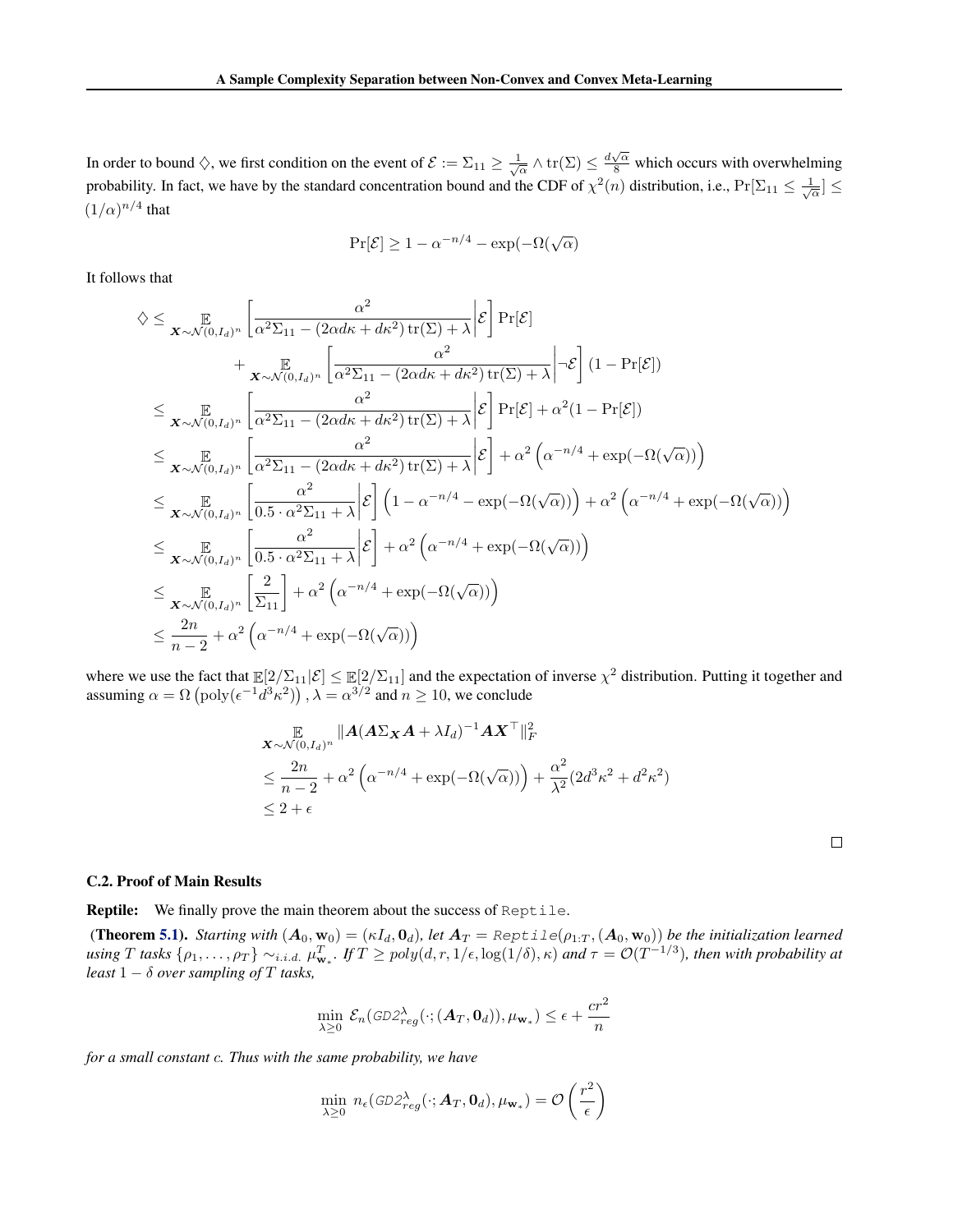In order to bound $\diamondsuit$, we first condition on the event of $\mathcal{E} := \Sigma_{11} \geq \frac{1}{\sqrt{\alpha}} \wedge \operatorname{tr}(\Sigma) \leq \frac{d\sqrt{\alpha}}{8}$ which occurs with overwhelming probability. In fact, we have by the standard concentration bound and the CDF of $\chi^2(n)$ distribution, i.e., $\Pr[\Sigma_{11} \leq \frac{1}{\sqrt{\alpha}}] \leq (1/\alpha)^{n/4}$ that

$$\Pr[\mathcal{E}] \geq 1 - \alpha^{-n/4} - \exp(-\Omega(\sqrt{\alpha}))$$

It follows that

$$\begin{aligned}
\diamondsuit &\leq \mathop{\mathbb{E}}_{\boldsymbol{X}\sim\mathcal{N}(0,I_d)^n}\left[\frac{\alpha^2}{\alpha^2\Sigma_{11} - (2\alpha d\kappa + d\kappa^2)\operatorname{tr}(\Sigma) + \lambda}\middle|\mathcal{E}\right]\Pr[\mathcal{E}] \\
&\quad + \mathop{\mathbb{E}}_{\boldsymbol{X}\sim\mathcal{N}(0,I_d)^n}\left[\frac{\alpha^2}{\alpha^2\Sigma_{11} - (2\alpha d\kappa + d\kappa^2)\operatorname{tr}(\Sigma) + \lambda}\middle|\neg\mathcal{E}\right](1 - \Pr[\mathcal{E}]) \\
&\leq \mathop{\mathbb{E}}_{\boldsymbol{X}\sim\mathcal{N}(0,I_d)^n}\left[\frac{\alpha^2}{\alpha^2\Sigma_{11} - (2\alpha d\kappa + d\kappa^2)\operatorname{tr}(\Sigma) + \lambda}\middle|\mathcal{E}\right]\Pr[\mathcal{E}] + \alpha^2(1 - \Pr[\mathcal{E}]) \\
&\leq \mathop{\mathbb{E}}_{\boldsymbol{X}\sim\mathcal{N}(0,I_d)^n}\left[\frac{\alpha^2}{\alpha^2\Sigma_{11} - (2\alpha d\kappa + d\kappa^2)\operatorname{tr}(\Sigma) + \lambda}\middle|\mathcal{E}\right] + \alpha^2\left(\alpha^{-n/4} + \exp(-\Omega(\sqrt{\alpha}))\right) \\
&\leq \mathop{\mathbb{E}}_{\boldsymbol{X}\sim\mathcal{N}(0,I_d)^n}\left[\frac{\alpha^2}{0.5\cdot\alpha^2\Sigma_{11} + \lambda}\middle|\mathcal{E}\right]\left(1 - \alpha^{-n/4} - \exp(-\Omega(\sqrt{\alpha}))\right) + \alpha^2\left(\alpha^{-n/4} + \exp(-\Omega(\sqrt{\alpha}))\right) \\
&\leq \mathop{\mathbb{E}}_{\boldsymbol{X}\sim\mathcal{N}(0,I_d)^n}\left[\frac{\alpha^2}{0.5\cdot\alpha^2\Sigma_{11} + \lambda}\middle|\mathcal{E}\right] + \alpha^2\left(\alpha^{-n/4} + \exp(-\Omega(\sqrt{\alpha}))\right) \\
&\leq \mathop{\mathbb{E}}_{\boldsymbol{X}\sim\mathcal{N}(0,I_d)^n}\left[\frac{2}{\Sigma_{11}}\right] + \alpha^2\left(\alpha^{-n/4} + \exp(-\Omega(\sqrt{\alpha}))\right) \\
&\leq \frac{2n}{n-2} + \alpha^2\left(\alpha^{-n/4} + \exp(-\Omega(\sqrt{\alpha}))\right)
\end{aligned}$$

where we use the fact that $\mathbb{E}[2/\Sigma_{11}|\mathcal{E}] \leq \mathbb{E}[2/\Sigma_{11}]$ and the expectation of inverse $\chi^2$ distribution. Putting it together and assuming $\alpha = \Omega\left(\operatorname{poly}(\epsilon^{-1}d^3\kappa^2)\right), \lambda = \alpha^{3/2}$ and $n \geq 10$, we conclude

$$\begin{aligned}
&\mathop{\mathbb{E}}_{\boldsymbol{X}\sim\mathcal{N}(0,I_d)^n}\|\boldsymbol{A}(\boldsymbol{A}\Sigma_{\boldsymbol{X}}\boldsymbol{A} + \lambda I_d)^{-1}\boldsymbol{A}\boldsymbol{X}^\top\|_F^2 \\
&\leq \frac{2n}{n-2} + \alpha^2\left(\alpha^{-n/4} + \exp(-\Omega(\sqrt{\alpha}))\right) + \frac{\alpha^2}{\lambda^2}(2d^3\kappa^2 + d^2\kappa^2) \\
&\leq 2 + \epsilon
\end{aligned}$$

□

### C.2. Proof of Main Results

**Reptile:** We finally prove the main theorem about the success of `Reptile`.

**(Theorem 5.1).** *Starting with $(\boldsymbol{A}_0, \mathbf{w}_0) = (\kappa I_d, \mathbf{0}_d)$, let $\boldsymbol{A}_T = \texttt{Reptile}(\rho_{1:T}, (\boldsymbol{A}_0, \mathbf{w}_0))$ be the initialization learned using $T$ tasks $\{\rho_1, \ldots, \rho_T\} \sim_{i.i.d.} \mu_{\mathbf{w}_*}^T$. If $T \geq poly(d, r, 1/\epsilon, \log(1/\delta), \kappa)$ and $\tau = \mathcal{O}(T^{-1/3})$, then with probability at least $1-\delta$ over sampling of $T$ tasks,*

$$\min_{\lambda\geq 0}\ \mathcal{E}_n(\mathit{GD2}_{reg}^{\lambda}(\cdot; (\boldsymbol{A}_T, \mathbf{0}_d)), \mu_{\mathbf{w}_*}) \leq \epsilon + \frac{cr^2}{n}$$

*for a small constant $c$. Thus with the same probability, we have*

$$\min_{\lambda\geq 0}\ n_\epsilon(\mathit{GD2}_{reg}^{\lambda}(\cdot; \boldsymbol{A}_T, \mathbf{0}_d), \mu_{\mathbf{w}_*}) = \mathcal{O}\left(\frac{r^2}{\epsilon}\right)$$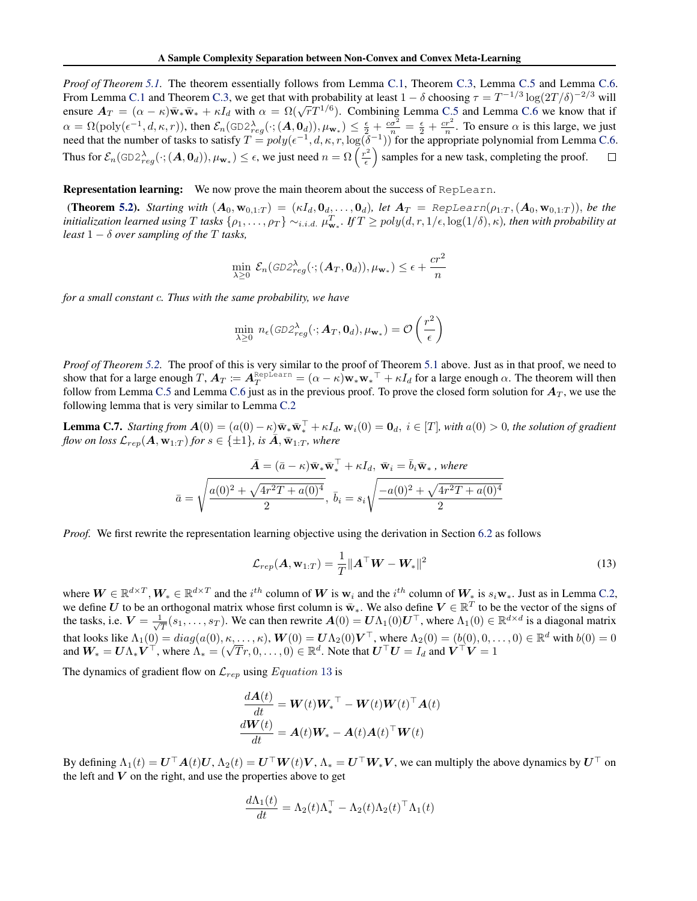*Proof of Theorem 5.1.* The theorem essentially follows from Lemma C.1, Theorem C.3, Lemma C.5 and Lemma C.6. From Lemma C.1 and Theorem C.3, we get that with probability at least $1-\delta$ choosing $\tau = T^{-1/3}\log(2T/\delta)^{-2/3}$ will ensure $\boldsymbol{A}_T = (\alpha-\kappa)\bar{\mathbf{w}}_*\bar{\mathbf{w}}_* + \kappa I_d$ with $\alpha = \Omega(\sqrt{r}T^{1/6})$. Combining Lemma C.5 and Lemma C.6 we know that if $\alpha = \Omega(\text{poly}(\epsilon^{-1}, d, \kappa, r))$, then $\mathcal{E}_n(\texttt{GD2}^{\lambda}_{reg}(\cdot;(\boldsymbol{A}, \mathbf{0}_d)), \mu_{\mathbf{w}_*}) \leq \frac{\epsilon}{2} + \frac{c\sigma^2}{n} = \frac{\epsilon}{2} + \frac{cr^2}{n}$. To ensure $\alpha$ is this large, we just need that the number of tasks to satisfy $T = poly(\epsilon^{-1}, d, \kappa, r, \log(\delta^{-1}))$ for the appropriate polynomial from Lemma C.6. Thus for $\mathcal{E}_n(\texttt{GD2}^{\lambda}_{reg}(\cdot;(\boldsymbol{A}, \mathbf{0}_d)), \mu_{\mathbf{w}_*}) \leq \epsilon$, we just need $n = \Omega\left(\frac{r^2}{\epsilon}\right)$ samples for a new task, completing the proof. □

**Representation learning:** We now prove the main theorem about the success of `RepLearn`.

**(Theorem 5.2).** *Starting with $(\boldsymbol{A}_0, \mathbf{w}_{0,1:T}) = (\kappa I_d, \mathbf{0}_d, \ldots, \mathbf{0}_d)$, let $\boldsymbol{A}_T = \texttt{RepLearn}(\rho_{1:T}, (\boldsymbol{A}_0, \mathbf{w}_{0,1:T}))$, be the initialization learned using $T$ tasks $\{\rho_1, \ldots, \rho_T\} \sim_{i.i.d.} \mu^T_{\mathbf{w}_*}$. If $T \geq poly(d, r, 1/\epsilon, \log(1/\delta), \kappa)$, then with probability at least $1-\delta$ over sampling of the $T$ tasks,*

$$\min_{\lambda \geq 0} \mathcal{E}_n(\texttt{GD2}^{\lambda}_{reg}(\cdot;(\boldsymbol{A}_T, \mathbf{0}_d)), \mu_{\mathbf{w}_*}) \leq \epsilon + \frac{cr^2}{n}$$

*for a small constant $c$. Thus with the same probability, we have*

$$\min_{\lambda \geq 0} n_\epsilon(\texttt{GD2}^{\lambda}_{reg}(\cdot; \boldsymbol{A}_T, \mathbf{0}_d), \mu_{\mathbf{w}_*}) = \mathcal{O}\left(\frac{r^2}{\epsilon}\right)$$

*Proof of Theorem 5.2.* The proof of this is very similar to the proof of Theorem 5.1 above. Just as in that proof, we need to show that for a large enough $T$, $\boldsymbol{A}_T := \boldsymbol{A}_T^{\texttt{RepLearn}} = (\alpha - \kappa)\mathbf{w}_*{\mathbf{w}_*}^\top + \kappa I_d$ for a large enough $\alpha$. The theorem will then follow from Lemma C.5 and Lemma C.6 just as in the previous proof. To prove the closed form solution for $\boldsymbol{A}_T$, we use the following lemma that is very similar to Lemma C.2

**Lemma C.7.** *Starting from $\boldsymbol{A}(0) = (a(0)-\kappa)\bar{\mathbf{w}}_*\bar{\mathbf{w}}_*^\top + \kappa I_d$, $\mathbf{w}_i(0) = \mathbf{0}_d$, $i \in [T]$, with $a(0) > 0$, the solution of gradient flow on loss $\mathcal{L}_{rep}(\boldsymbol{A}, \mathbf{w}_{1:T})$ for $s \in \{\pm 1\}$, is $\bar{\boldsymbol{A}}, \bar{\mathbf{w}}_{1:T}$, where*

$$\bar{\boldsymbol{A}} = (\bar{a} - \kappa)\bar{\mathbf{w}}_*\bar{\mathbf{w}}_*^\top + \kappa I_d, \; \bar{\mathbf{w}}_i = \bar{b}_i \bar{\mathbf{w}}_*\text{, where}$$

$$\bar{a} = \sqrt{\frac{a(0)^2 + \sqrt{4r^2T + a(0)^4}}{2}}, \; \bar{b}_i = s_i\sqrt{\frac{-a(0)^2 + \sqrt{4r^2T + a(0)^4}}{2}}$$

*Proof.* We first rewrite the representation learning objective using the derivation in Section 6.2 as follows

$$\mathcal{L}_{rep}(\boldsymbol{A}, \mathbf{w}_{1:T}) = \frac{1}{T}\|\boldsymbol{A}^\top \boldsymbol{W} - \boldsymbol{W}_*\|^2 \tag{13}$$

where $\boldsymbol{W} \in \mathbb{R}^{d\times T}$, $\boldsymbol{W}_* \in \mathbb{R}^{d\times T}$ and the $i^{th}$ column of $\boldsymbol{W}$ is $\mathbf{w}_i$ and the $i^{th}$ column of $\boldsymbol{W}_*$ is $s_i\mathbf{w}_*$. Just as in Lemma C.2, we define $\boldsymbol{U}$ to be an orthogonal matrix whose first column is $\bar{\mathbf{w}}_*$. We also define $\boldsymbol{V} \in \mathbb{R}^T$ to be the vector of the signs of the tasks, i.e. $\boldsymbol{V} = \frac{1}{\sqrt{T}}(s_1, \ldots, s_T)$. We can then rewrite $\boldsymbol{A}(0) = \boldsymbol{U}\Lambda_1(0)\boldsymbol{U}^\top$, where $\Lambda_1(0) \in \mathbb{R}^{d\times d}$ is a diagonal matrix that looks like $\Lambda_1(0) = diag(a(0), \kappa, \ldots, \kappa)$, $\boldsymbol{W}(0) = \boldsymbol{U}\Lambda_2(0)\boldsymbol{V}^\top$, where $\Lambda_2(0) = (b(0), 0, \ldots, 0) \in \mathbb{R}^d$ with $b(0) = 0$ and $\boldsymbol{W}_* = \boldsymbol{U}\Lambda_*\boldsymbol{V}^\top$, where $\Lambda_* = (\sqrt{T}r, 0, \ldots, 0) \in \mathbb{R}^d$. Note that $\boldsymbol{U}^\top\boldsymbol{U} = I_d$ and $\boldsymbol{V}^\top\boldsymbol{V} = 1$

The dynamics of gradient flow on $\mathcal{L}_{rep}$ using *Equation* 13 is

$$\frac{d\boldsymbol{A}(t)}{dt} = \boldsymbol{W}(t){\boldsymbol{W}_*}^\top - \boldsymbol{W}(t)\boldsymbol{W}(t)^\top\boldsymbol{A}(t)$$
$$\frac{d\boldsymbol{W}(t)}{dt} = \boldsymbol{A}(t)\boldsymbol{W}_* - \boldsymbol{A}(t)\boldsymbol{A}(t)^\top\boldsymbol{W}(t)$$

By defining $\Lambda_1(t) = \boldsymbol{U}^\top\boldsymbol{A}(t)\boldsymbol{U}$, $\Lambda_2(t) = \boldsymbol{U}^\top\boldsymbol{W}(t)\boldsymbol{V}$, $\Lambda_* = \boldsymbol{U}^\top\boldsymbol{W}_*\boldsymbol{V}$, we can multiply the above dynamics by $\boldsymbol{U}^\top$ on the left and $\boldsymbol{V}$ on the right, and use the properties above to get

$$\frac{d\Lambda_1(t)}{dt} = \Lambda_2(t)\Lambda_*^\top - \Lambda_2(t)\Lambda_2(t)^\top\Lambda_1(t)$$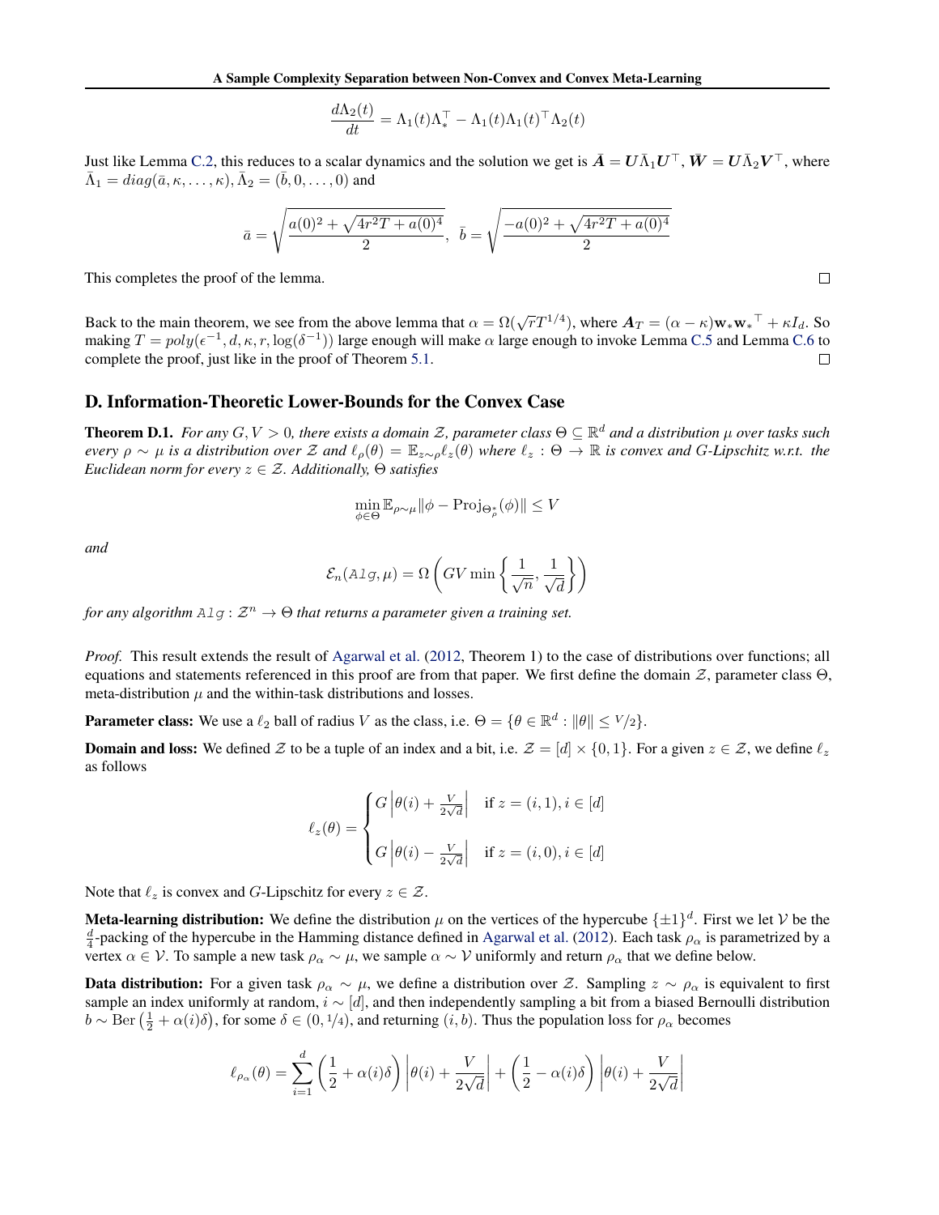$$\frac{d\Lambda_2(t)}{dt} = \Lambda_1(t)\Lambda_*^\top - \Lambda_1(t)\Lambda_1(t)^\top \Lambda_2(t)$$

Just like Lemma C.2, this reduces to a scalar dynamics and the solution we get is $\bar{\boldsymbol{A}} = \boldsymbol{U}\bar{\Lambda}_1\boldsymbol{U}^\top$, $\bar{\boldsymbol{W}} = \boldsymbol{U}\bar{\Lambda}_2\boldsymbol{V}^\top$, where $\bar{\Lambda}_1 = diag(\bar{a}, \kappa, \ldots, \kappa), \bar{\Lambda}_2 = (\bar{b}, 0, \ldots, 0)$ and

$$\bar{a} = \sqrt{\frac{a(0)^2 + \sqrt{4r^2T + a(0)^4}}{2}}, \;\; \bar{b} = \sqrt{\frac{-a(0)^2 + \sqrt{4r^2T + a(0)^4}}{2}}$$

This completes the proof of the lemma. □

Back to the main theorem, we see from the above lemma that $\alpha = \Omega(\sqrt{r}T^{1/4})$, where $\boldsymbol{A}_T = (\alpha - \kappa)\mathbf{w}_*\mathbf{w}_*^\top + \kappa I_d$. So making $T = poly(\epsilon^{-1}, d, \kappa, r, \log(\delta^{-1}))$ large enough will make $\alpha$ large enough to invoke Lemma C.5 and Lemma C.6 to complete the proof, just like in the proof of Theorem 5.1. □

## D. Information-Theoretic Lower-Bounds for the Convex Case

**Theorem D.1.** *For any $G, V > 0$, there exists a domain $\mathcal{Z}$, parameter class $\Theta \subseteq \mathbb{R}^d$ and a distribution $\mu$ over tasks such every $\rho \sim \mu$ is a distribution over $\mathcal{Z}$ and $\ell_\rho(\theta) = \mathbb{E}_{z\sim\rho}\ell_z(\theta)$ where $\ell_z : \Theta \to \mathbb{R}$ is convex and $G$-Lipschitz w.r.t. the Euclidean norm for every $z \in \mathcal{Z}$. Additionally, $\Theta$ satisfies*

$$\min_{\phi\in\Theta} \mathbb{E}_{\rho\sim\mu}\|\phi - \mathrm{Proj}_{\Theta_\rho^*}(\phi)\| \leq V$$

*and*

$$\mathcal{E}_n(\texttt{Alg}, \mu) = \Omega\left(GV \min\left\{\frac{1}{\sqrt{n}}, \frac{1}{\sqrt{d}}\right\}\right)$$

*for any algorithm $\texttt{Alg} : \mathcal{Z}^n \to \Theta$ that returns a parameter given a training set.*

*Proof.* This result extends the result of Agarwal et al. (2012, Theorem 1) to the case of distributions over functions; all equations and statements referenced in this proof are from that paper. We first define the domain $\mathcal{Z}$, parameter class $\Theta$, meta-distribution $\mu$ and the within-task distributions and losses.

**Parameter class:** We use a $\ell_2$ ball of radius $V$ as the class, i.e. $\Theta = \{\theta \in \mathbb{R}^d : \|\theta\| \leq V/2\}$.

**Domain and loss:** We defined $\mathcal{Z}$ to be a tuple of an index and a bit, i.e. $\mathcal{Z} = [d] \times \{0, 1\}$. For a given $z \in \mathcal{Z}$, we define $\ell_z$ as follows

$$\ell_z(\theta) = \begin{cases} G\left|\theta(i) + \frac{V}{2\sqrt{d}}\right| & \text{if } z = (i, 1), i \in [d] \\ G\left|\theta(i) - \frac{V}{2\sqrt{d}}\right| & \text{if } z = (i, 0), i \in [d] \end{cases}$$

Note that $\ell_z$ is convex and $G$-Lipschitz for every $z \in \mathcal{Z}$.

**Meta-learning distribution:** We define the distribution $\mu$ on the vertices of the hypercube $\{\pm 1\}^d$. First we let $\mathcal{V}$ be the $\frac{d}{4}$-packing of the hypercube in the Hamming distance defined in Agarwal et al. (2012). Each task $\rho_\alpha$ is parametrized by a vertex $\alpha \in \mathcal{V}$. To sample a new task $\rho_\alpha \sim \mu$, we sample $\alpha \sim \mathcal{V}$ uniformly and return $\rho_\alpha$ that we define below.

**Data distribution:** For a given task $\rho_\alpha \sim \mu$, we define a distribution over $\mathcal{Z}$. Sampling $z \sim \rho_\alpha$ is equivalent to first sample an index uniformly at random, $i \sim [d]$, and then independently sampling a bit from a biased Bernoulli distribution $b \sim \mathrm{Ber}\left(\frac{1}{2} + \alpha(i)\delta\right)$, for some $\delta \in (0, 1/4)$, and returning $(i, b)$. Thus the population loss for $\rho_\alpha$ becomes

$$\ell_{\rho_\alpha}(\theta) = \sum_{i=1}^{d}\left(\frac{1}{2} + \alpha(i)\delta\right)\left|\theta(i) + \frac{V}{2\sqrt{d}}\right| + \left(\frac{1}{2} - \alpha(i)\delta\right)\left|\theta(i) + \frac{V}{2\sqrt{d}}\right|$$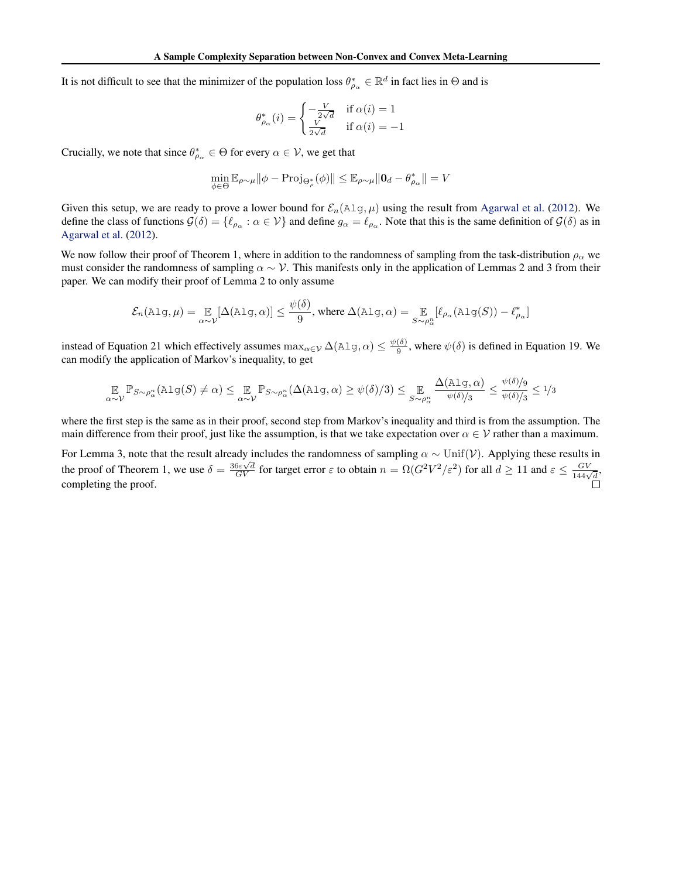It is not difficult to see that the minimizer of the population loss $\theta^*_{\rho_\alpha} \in \mathbb{R}^d$ in fact lies in $\Theta$ and is

$$\theta^*_{\rho_\alpha}(i) = \begin{cases} -\frac{V}{2\sqrt{d}} & \text{if } \alpha(i) = 1 \\ \frac{V}{2\sqrt{d}} & \text{if } \alpha(i) = -1 \end{cases}$$

Crucially, we note that since $\theta^*_{\rho_\alpha} \in \Theta$ for every $\alpha \in \mathcal{V}$, we get that

$$\min_{\phi \in \Theta} \mathbb{E}_{\rho \sim \mu} \|\phi - \mathrm{Proj}_{\Theta^*_\rho}(\phi)\| \leq \mathbb{E}_{\rho \sim \mu} \|\mathbf{0}_d - \theta^*_{\rho_\alpha}\| = V$$

Given this setup, we are ready to prove a lower bound for $\mathcal{E}_n(\texttt{Alg}, \mu)$ using the result from Agarwal et al. (2012). We define the class of functions $\mathcal{G}(\delta) = \{\ell_{\rho_\alpha} : \alpha \in \mathcal{V}\}$ and define $g_\alpha = \ell_{\rho_\alpha}$. Note that this is the same definition of $\mathcal{G}(\delta)$ as in Agarwal et al. (2012).

We now follow their proof of Theorem 1, where in addition to the randomness of sampling from the task-distribution $\rho_\alpha$ we must consider the randomness of sampling $\alpha \sim \mathcal{V}$. This manifests only in the application of Lemmas 2 and 3 from their paper. We can modify their proof of Lemma 2 to only assume

$$\mathcal{E}_n(\texttt{Alg}, \mu) = \mathop{\mathbb{E}}_{\alpha \sim \mathcal{V}}[\Delta(\texttt{Alg}, \alpha)] \leq \frac{\psi(\delta)}{9}, \text{ where } \Delta(\texttt{Alg}, \alpha) = \mathop{\mathbb{E}}_{S \sim \rho_\alpha^n}[\ell_{\rho_\alpha}(\texttt{Alg}(S)) - \ell^*_{\rho_\alpha}]$$

instead of Equation 21 which effectively assumes $\max_{\alpha \in \mathcal{V}} \Delta(\texttt{Alg}, \alpha) \leq \frac{\psi(\delta)}{9}$, where $\psi(\delta)$ is defined in Equation 19. We can modify the application of Markov's inequality, to get

$$\mathop{\mathbb{E}}_{\alpha \sim \mathcal{V}} \mathbb{P}_{S \sim \rho_\alpha^n}(\texttt{Alg}(S) \neq \alpha) \leq \mathop{\mathbb{E}}_{\alpha \sim \mathcal{V}} \mathbb{P}_{S \sim \rho_\alpha^n}(\Delta(\texttt{Alg}, \alpha) \geq \psi(\delta)/3) \leq \mathop{\mathbb{E}}_{S \sim \rho_\alpha^n} \frac{\Delta(\texttt{Alg}, \alpha)}{\psi(\delta)/3} \leq \frac{\psi(\delta)/9}{\psi(\delta)/3} \leq 1/3$$

where the first step is the same as in their proof, second step from Markov's inequality and third is from the assumption. The main difference from their proof, just like the assumption, is that we take expectation over $\alpha \in \mathcal{V}$ rather than a maximum.

For Lemma 3, note that the result already includes the randomness of sampling $\alpha \sim \mathrm{Unif}(\mathcal{V})$. Applying these results in the proof of Theorem 1, we use $\delta = \frac{36\varepsilon\sqrt{d}}{GV}$ for target error $\varepsilon$ to obtain $n = \Omega(G^2V^2/\varepsilon^2)$ for all $d \geq 11$ and $\varepsilon \leq \frac{GV}{144\sqrt{d}}$, completing the proof. $\square$